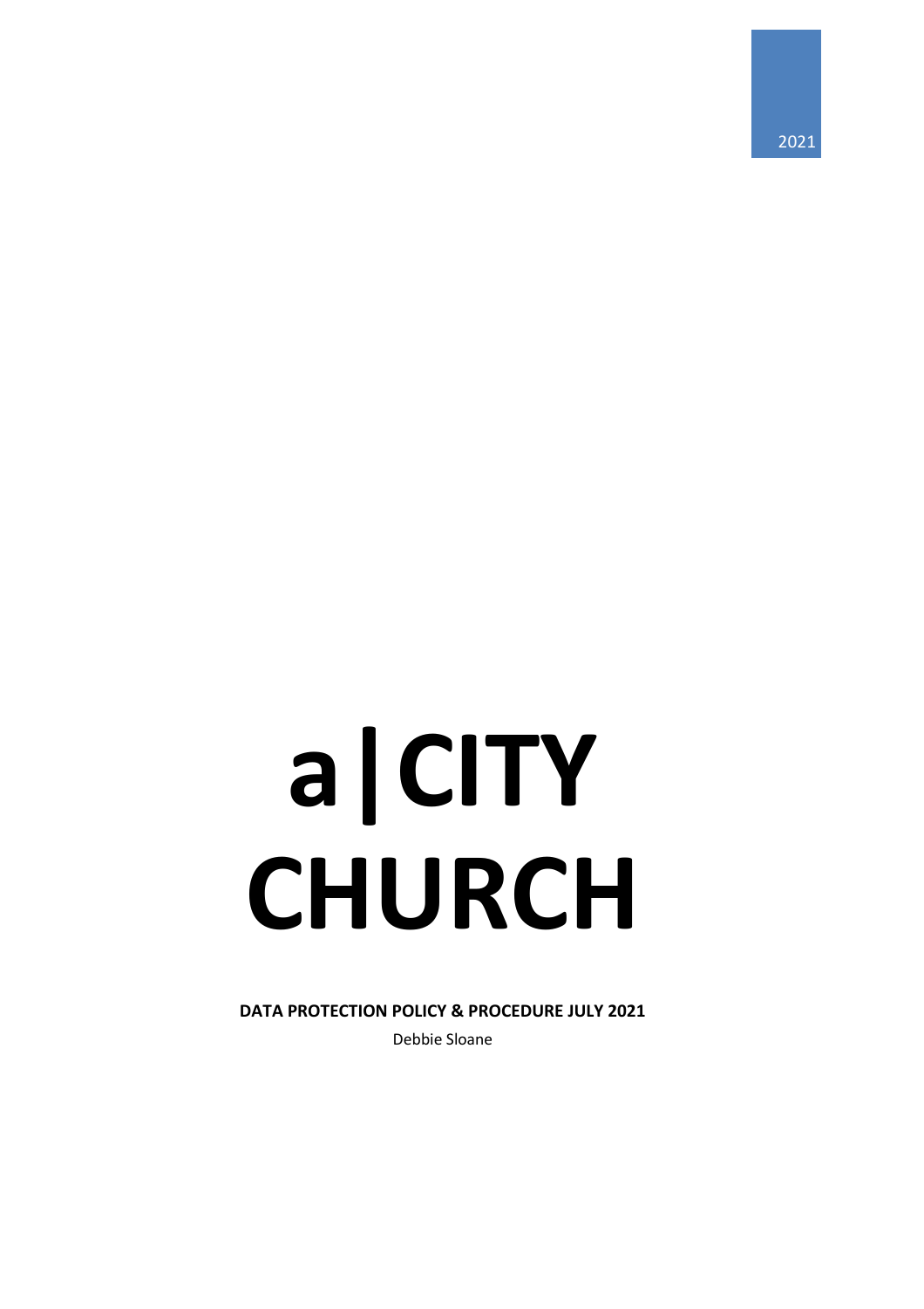2021

# a|CITY CHURCH

**DATA PROTECTION POLICY & PROCEDURE JULY 2021**

Debbie Sloane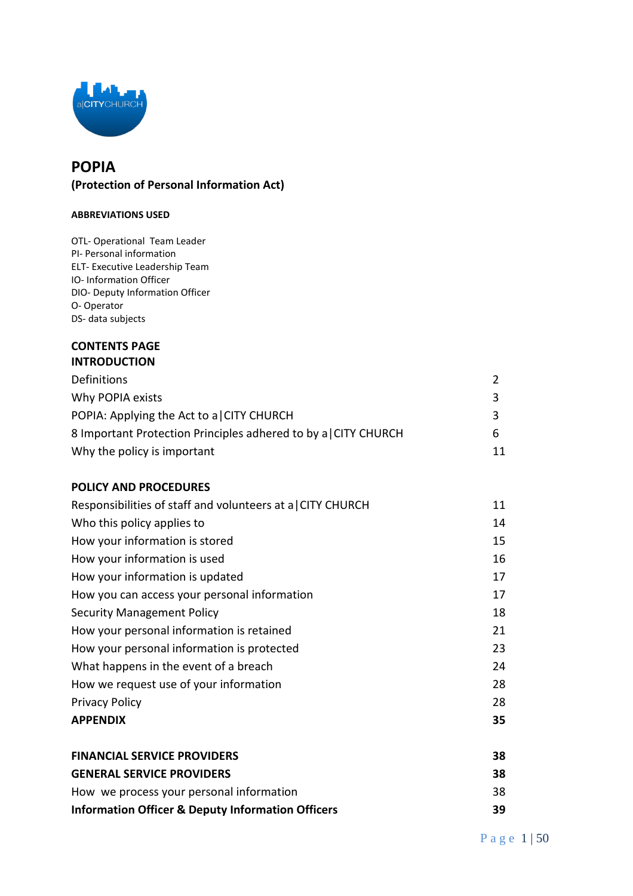# POPIA

**(Protection of Personal Information Act)**

**ABBREVIATIONS USED**

OTL- Operational Team Leader
PI- Personal information
ELT- Executive Leadership Team
IO- Information Officer
DIO- Deputy Information Officer
O- Operator
DS- data subjects

## CONTENTS PAGE

**INTRODUCTION**

| | |
|---|---|
| Definitions | 2 |
| Why POPIA exists | 3 |
| POPIA: Applying the Act to a\|CITY CHURCH | 3 |
| 8 Important Protection Principles adhered to by a\|CITY CHURCH | 6 |
| Why the policy is important | 11 |

**POLICY AND PROCEDURES**

| | |
|---|---|
| Responsibilities of staff and volunteers at a\|CITY CHURCH | 11 |
| Who this policy applies to | 14 |
| How your information is stored | 15 |
| How your information is used | 16 |
| How your information is updated | 17 |
| How you can access your personal information | 17 |
| Security Management Policy | 18 |
| How your personal information is retained | 21 |
| How your personal information is protected | 23 |
| What happens in the event of a breach | 24 |
| How we request use of your information | 28 |
| Privacy Policy | 28 |
| **APPENDIX** | **35** |
| **FINANCIAL SERVICE PROVIDERS** | **38** |
| **GENERAL SERVICE PROVIDERS** | **38** |
| How we process your personal information | 38 |
| **Information Officer & Deputy Information Officers** | **39** |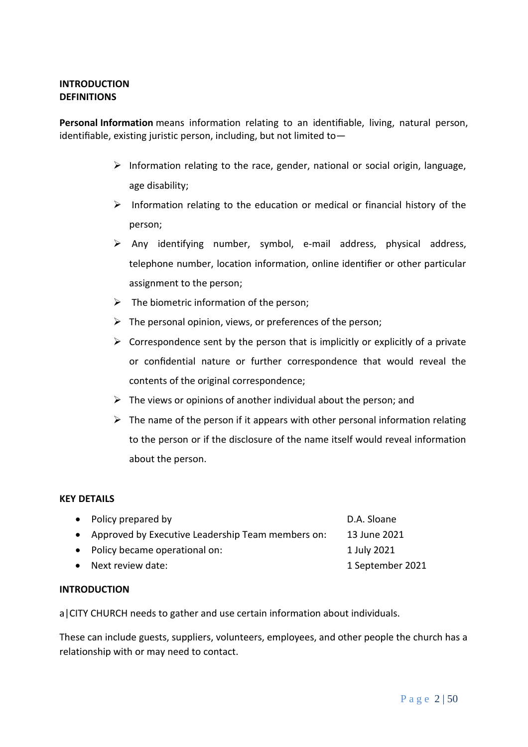**INTRODUCTION**
**DEFINITIONS**

**Personal Information** means information relating to an identifiable, living, natural person, identifiable, existing juristic person, including, but not limited to—

- Information relating to the race, gender, national or social origin, language, age disability;
- Information relating to the education or medical or financial history of the person;
- Any identifying number, symbol, e-mail address, physical address, telephone number, location information, online identifier or other particular assignment to the person;
- The biometric information of the person;
- The personal opinion, views, or preferences of the person;
- Correspondence sent by the person that is implicitly or explicitly of a private or confidential nature or further correspondence that would reveal the contents of the original correspondence;
- The views or opinions of another individual about the person; and
- The name of the person if it appears with other personal information relating to the person or if the disclosure of the name itself would reveal information about the person.

**KEY DETAILS**

- Policy prepared by: D.A. Sloane
- Approved by Executive Leadership Team members on: 13 June 2021
- Policy became operational on: 1 July 2021
- Next review date: 1 September 2021

**INTRODUCTION**

a|CITY CHURCH needs to gather and use certain information about individuals.

These can include guests, suppliers, volunteers, employees, and other people the church has a relationship with or may need to contact.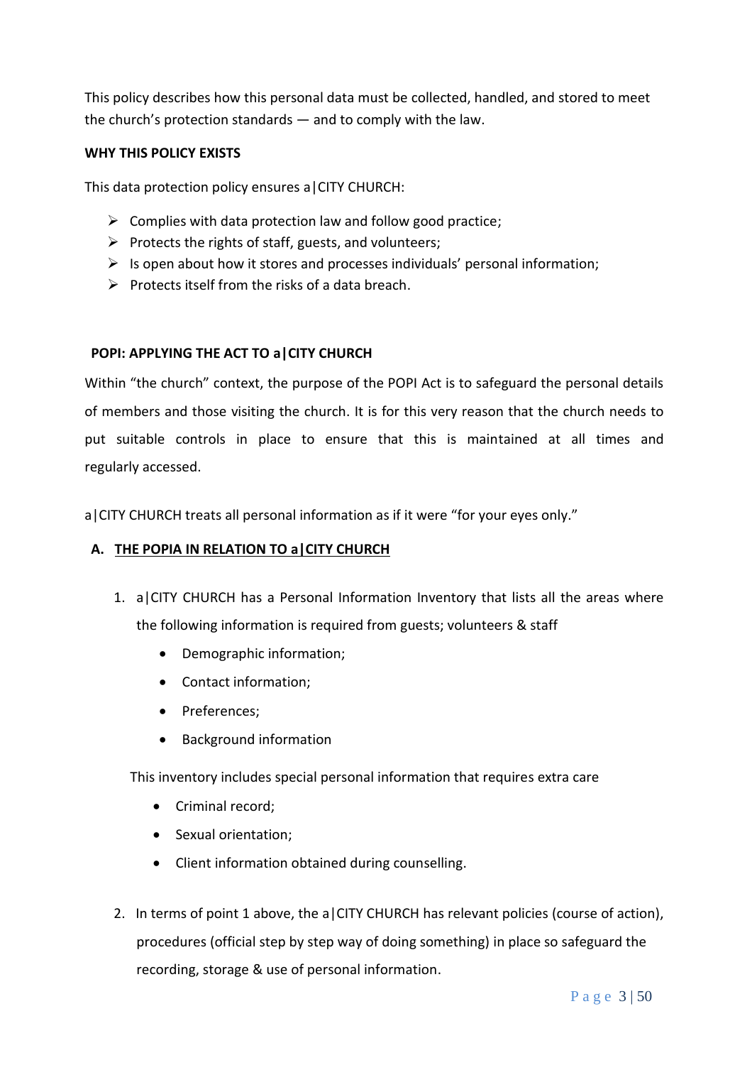This policy describes how this personal data must be collected, handled, and stored to meet the church's protection standards — and to comply with the law.

**WHY THIS POLICY EXISTS**

This data protection policy ensures a|CITY CHURCH:

- Complies with data protection law and follow good practice;
- Protects the rights of staff, guests, and volunteers;
- Is open about how it stores and processes individuals' personal information;
- Protects itself from the risks of a data breach.

**POPI: APPLYING THE ACT TO a|CITY CHURCH**

Within "the church" context, the purpose of the POPI Act is to safeguard the personal details of members and those visiting the church. It is for this very reason that the church needs to put suitable controls in place to ensure that this is maintained at all times and regularly accessed.

a|CITY CHURCH treats all personal information as if it were "for your eyes only."

**A. <u>THE POPIA IN RELATION TO a|CITY CHURCH</u>**

1. a|CITY CHURCH has a Personal Information Inventory that lists all the areas where the following information is required from guests; volunteers & staff
   - Demographic information;
   - Contact information;
   - Preferences;
   - Background information

   This inventory includes special personal information that requires extra care
   - Criminal record;
   - Sexual orientation;
   - Client information obtained during counselling.

2. In terms of point 1 above, the a|CITY CHURCH has relevant policies (course of action), procedures (official step by step way of doing something) in place so safeguard the recording, storage & use of personal information.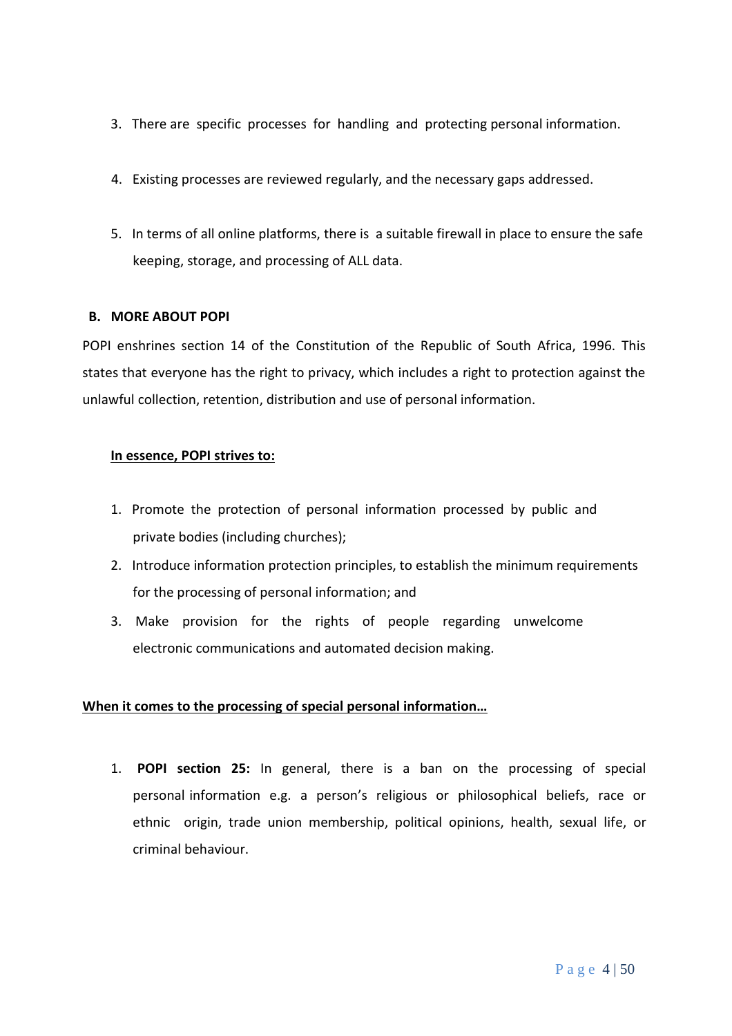3. There are specific processes for handling and protecting personal information.

4. Existing processes are reviewed regularly, and the necessary gaps addressed.

5. In terms of all online platforms, there is a suitable firewall in place to ensure the safe keeping, storage, and processing of ALL data.

### B. MORE ABOUT POPI

POPI enshrines section 14 of the Constitution of the Republic of South Africa, 1996. This states that everyone has the right to privacy, which includes a right to protection against the unlawful collection, retention, distribution and use of personal information.

**In essence, POPI strives to:**

1. Promote the protection of personal information processed by public and private bodies (including churches);
2. Introduce information protection principles, to establish the minimum requirements for the processing of personal information; and
3. Make provision for the rights of people regarding unwelcome electronic communications and automated decision making.

**When it comes to the processing of special personal information…**

1. **POPI section 25:** In general, there is a ban on the processing of special personal information e.g. a person's religious or philosophical beliefs, race or ethnic origin, trade union membership, political opinions, health, sexual life, or criminal behaviour.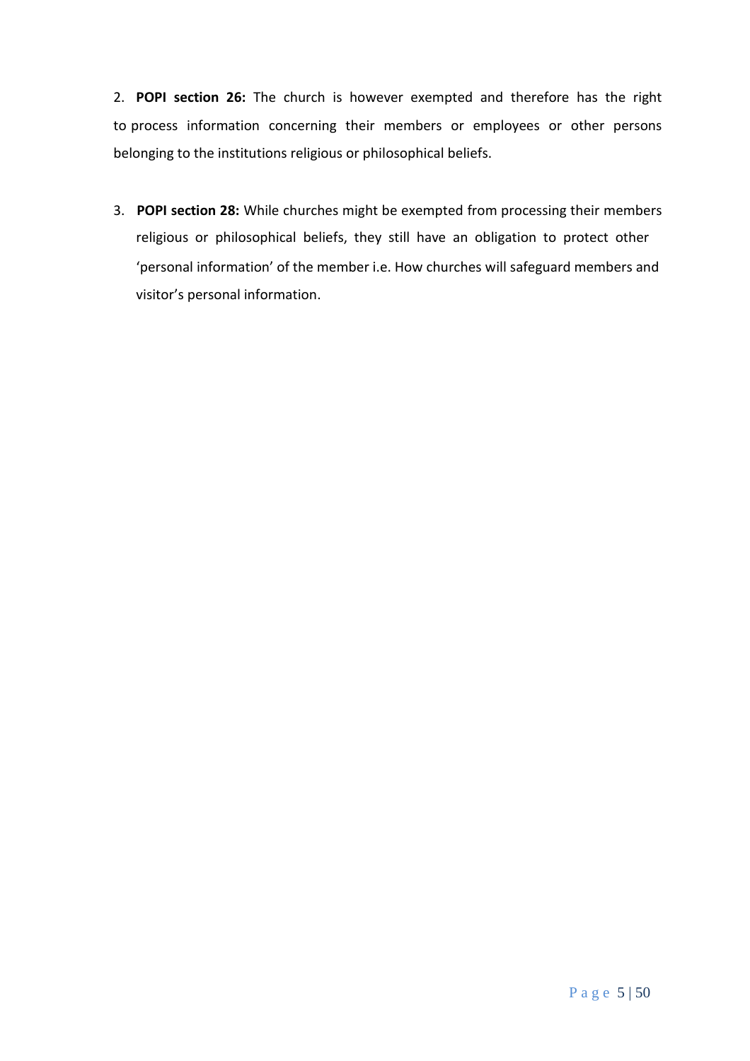2. **POPI section 26:** The church is however exempted and therefore has the right to process information concerning their members or employees or other persons belonging to the institutions religious or philosophical beliefs.

3. **POPI section 28:** While churches might be exempted from processing their members religious or philosophical beliefs, they still have an obligation to protect other 'personal information' of the member i.e. How churches will safeguard members and visitor's personal information.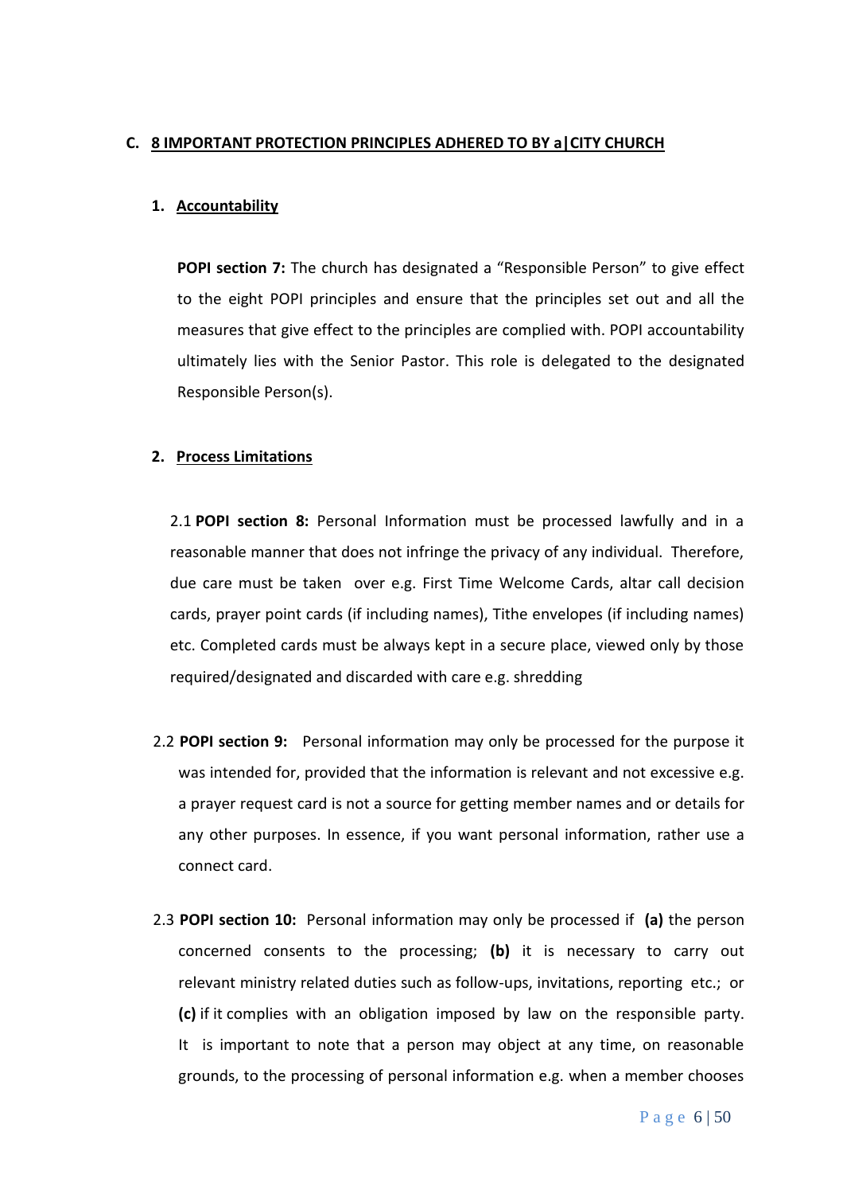## C. 8 IMPORTANT PROTECTION PRINCIPLES ADHERED TO BY a|CITY CHURCH

### 1. Accountability

**POPI section 7:** The church has designated a "Responsible Person" to give effect to the eight POPI principles and ensure that the principles set out and all the measures that give effect to the principles are complied with. POPI accountability ultimately lies with the Senior Pastor. This role is delegated to the designated Responsible Person(s).

### 2. Process Limitations

2.1 **POPI section 8:** Personal Information must be processed lawfully and in a reasonable manner that does not infringe the privacy of any individual. Therefore, due care must be taken over e.g. First Time Welcome Cards, altar call decision cards, prayer point cards (if including names), Tithe envelopes (if including names) etc. Completed cards must be always kept in a secure place, viewed only by those required/designated and discarded with care e.g. shredding

2.2 **POPI section 9:** Personal information may only be processed for the purpose it was intended for, provided that the information is relevant and not excessive e.g. a prayer request card is not a source for getting member names and or details for any other purposes. In essence, if you want personal information, rather use a connect card.

2.3 **POPI section 10:** Personal information may only be processed if **(a)** the person concerned consents to the processing; **(b)** it is necessary to carry out relevant ministry related duties such as follow-ups, invitations, reporting etc.; or **(c)** if it complies with an obligation imposed by law on the responsible party. It is important to note that a person may object at any time, on reasonable grounds, to the processing of personal information e.g. when a member chooses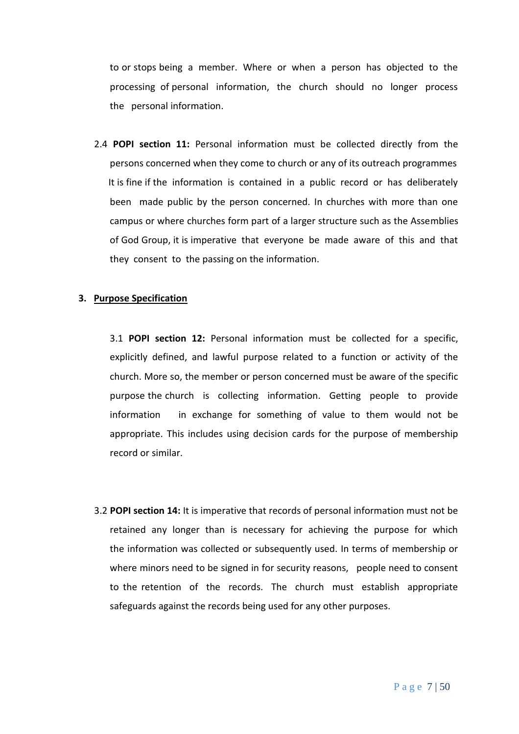to or stops being a member. Where or when a person has objected to the processing of personal information, the church should no longer process the personal information.

2.4 **POPI section 11:** Personal information must be collected directly from the persons concerned when they come to church or any of its outreach programmes It is fine if the information is contained in a public record or has deliberately been made public by the person concerned. In churches with more than one campus or where churches form part of a larger structure such as the Assemblies of God Group, it is imperative that everyone be made aware of this and that they consent to the passing on the information.

## 3. Purpose Specification

3.1 **POPI section 12:** Personal information must be collected for a specific, explicitly defined, and lawful purpose related to a function or activity of the church. More so, the member or person concerned must be aware of the specific purpose the church is collecting information. Getting people to provide information in exchange for something of value to them would not be appropriate. This includes using decision cards for the purpose of membership record or similar.

3.2 **POPI section 14:** It is imperative that records of personal information must not be retained any longer than is necessary for achieving the purpose for which the information was collected or subsequently used. In terms of membership or where minors need to be signed in for security reasons, people need to consent to the retention of the records. The church must establish appropriate safeguards against the records being used for any other purposes.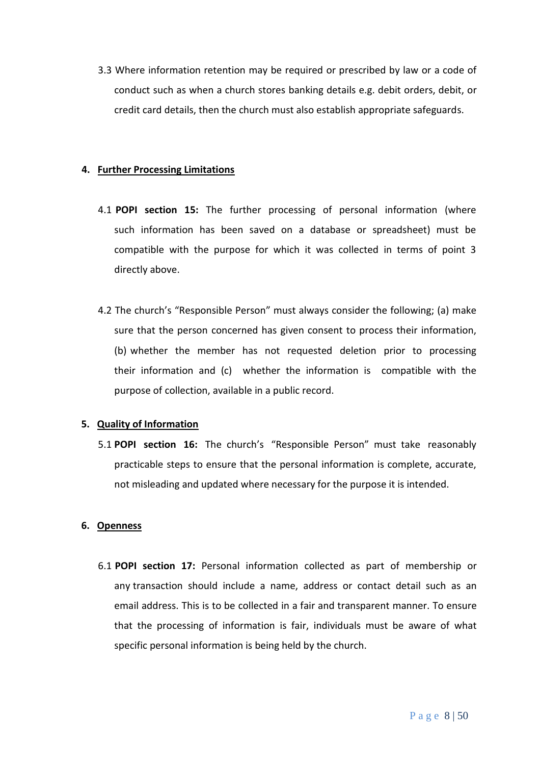3.3 Where information retention may be required or prescribed by law or a code of conduct such as when a church stores banking details e.g. debit orders, debit, or credit card details, then the church must also establish appropriate safeguards.

4. **Further Processing Limitations**

4.1 **POPI section 15:** The further processing of personal information (where such information has been saved on a database or spreadsheet) must be compatible with the purpose for which it was collected in terms of point 3 directly above.

4.2 The church's "Responsible Person" must always consider the following; (a) make sure that the person concerned has given consent to process their information, (b) whether the member has not requested deletion prior to processing their information and (c) whether the information is compatible with the purpose of collection, available in a public record.

5. **Quality of Information**

5.1 **POPI section 16:** The church's "Responsible Person" must take reasonably practicable steps to ensure that the personal information is complete, accurate, not misleading and updated where necessary for the purpose it is intended.

6. **Openness**

6.1 **POPI section 17:** Personal information collected as part of membership or any transaction should include a name, address or contact detail such as an email address. This is to be collected in a fair and transparent manner. To ensure that the processing of information is fair, individuals must be aware of what specific personal information is being held by the church.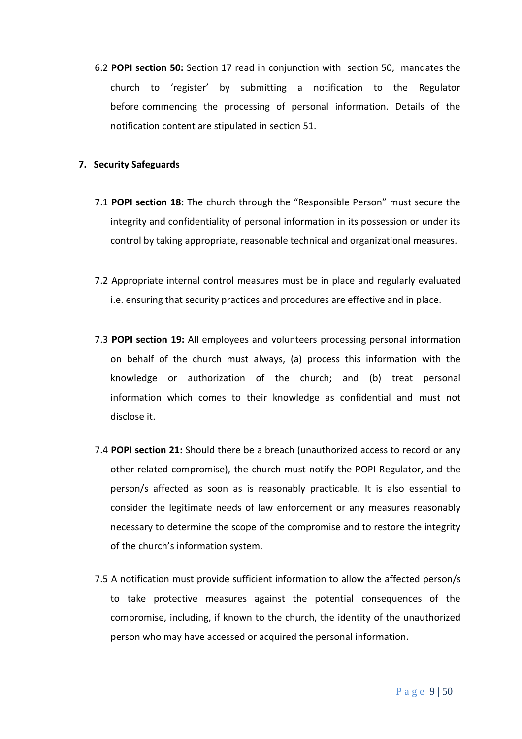6.2 **POPI section 50:** Section 17 read in conjunction with section 50, mandates the church to 'register' by submitting a notification to the Regulator before commencing the processing of personal information. Details of the notification content are stipulated in section 51.

## 7. Security Safeguards

7.1 **POPI section 18:** The church through the "Responsible Person" must secure the integrity and confidentiality of personal information in its possession or under its control by taking appropriate, reasonable technical and organizational measures.

7.2 Appropriate internal control measures must be in place and regularly evaluated i.e. ensuring that security practices and procedures are effective and in place.

7.3 **POPI section 19:** All employees and volunteers processing personal information on behalf of the church must always, (a) process this information with the knowledge or authorization of the church; and (b) treat personal information which comes to their knowledge as confidential and must not disclose it.

7.4 **POPI section 21:** Should there be a breach (unauthorized access to record or any other related compromise), the church must notify the POPI Regulator, and the person/s affected as soon as is reasonably practicable. It is also essential to consider the legitimate needs of law enforcement or any measures reasonably necessary to determine the scope of the compromise and to restore the integrity of the church's information system.

7.5 A notification must provide sufficient information to allow the affected person/s to take protective measures against the potential consequences of the compromise, including, if known to the church, the identity of the unauthorized person who may have accessed or acquired the personal information.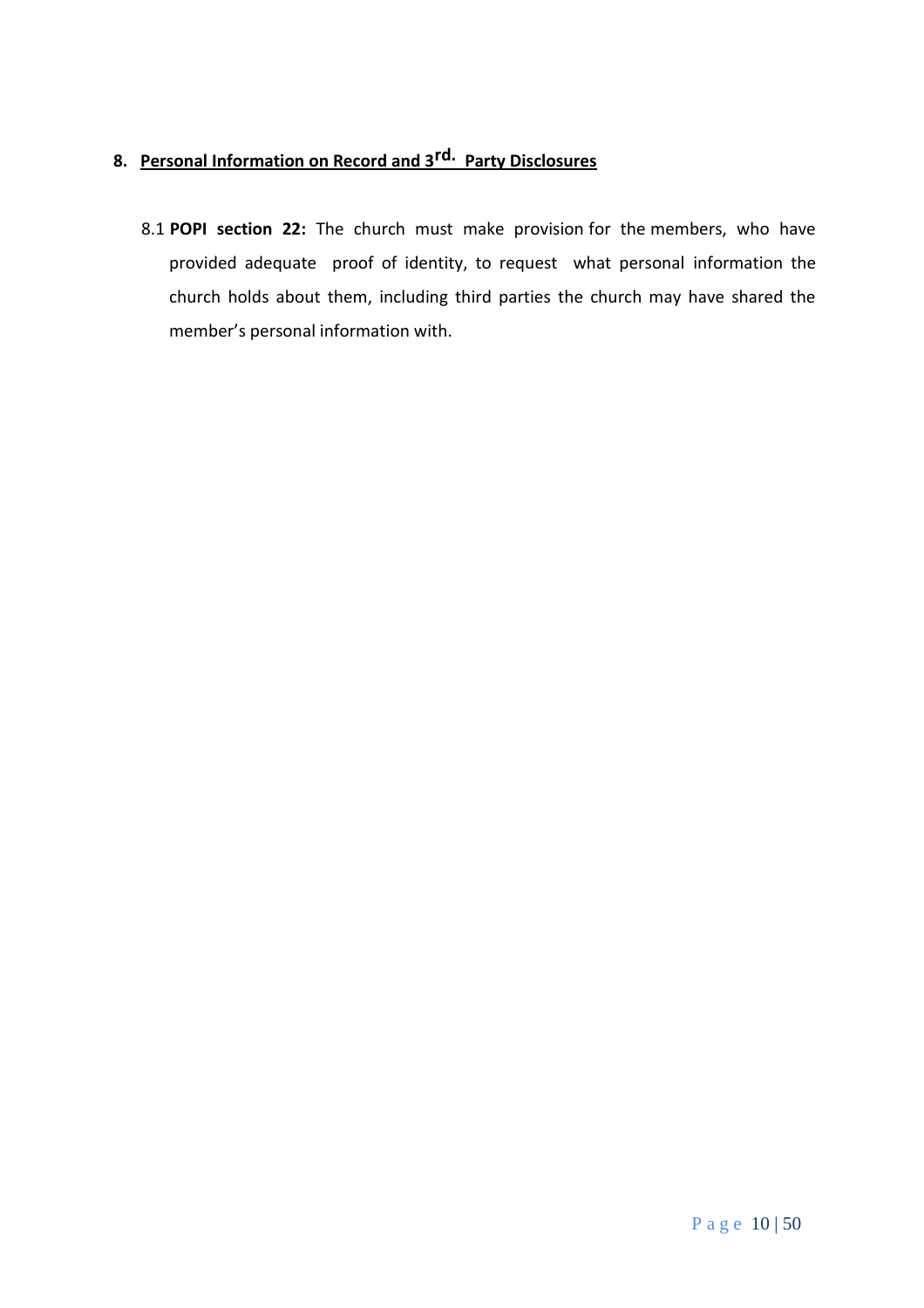## 8. Personal Information on Record and 3rd. Party Disclosures

8.1 **POPI section 22:** The church must make provision for the members, who have provided adequate proof of identity, to request what personal information the church holds about them, including third parties the church may have shared the member's personal information with.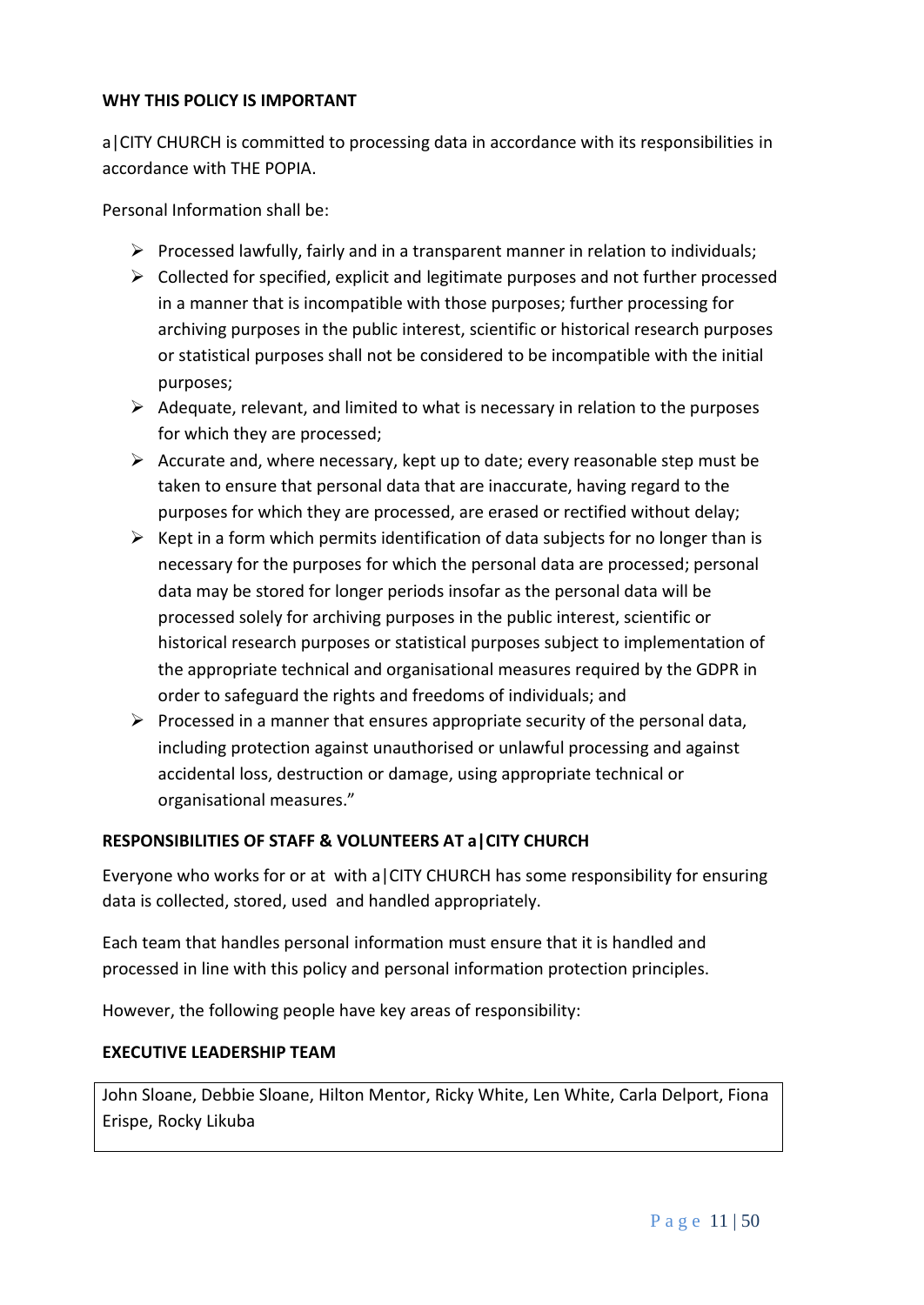**WHY THIS POLICY IS IMPORTANT**

a|CITY CHURCH is committed to processing data in accordance with its responsibilities in accordance with THE POPIA.

Personal Information shall be:

- Processed lawfully, fairly and in a transparent manner in relation to individuals;
- Collected for specified, explicit and legitimate purposes and not further processed in a manner that is incompatible with those purposes; further processing for archiving purposes in the public interest, scientific or historical research purposes or statistical purposes shall not be considered to be incompatible with the initial purposes;
- Adequate, relevant, and limited to what is necessary in relation to the purposes for which they are processed;
- Accurate and, where necessary, kept up to date; every reasonable step must be taken to ensure that personal data that are inaccurate, having regard to the purposes for which they are processed, are erased or rectified without delay;
- Kept in a form which permits identification of data subjects for no longer than is necessary for the purposes for which the personal data are processed; personal data may be stored for longer periods insofar as the personal data will be processed solely for archiving purposes in the public interest, scientific or historical research purposes or statistical purposes subject to implementation of the appropriate technical and organisational measures required by the GDPR in order to safeguard the rights and freedoms of individuals; and
- Processed in a manner that ensures appropriate security of the personal data, including protection against unauthorised or unlawful processing and against accidental loss, destruction or damage, using appropriate technical or organisational measures."

**RESPONSIBILITIES OF STAFF & VOLUNTEERS AT a|CITY CHURCH**

Everyone who works for or at with a|CITY CHURCH has some responsibility for ensuring data is collected, stored, used and handled appropriately.

Each team that handles personal information must ensure that it is handled and processed in line with this policy and personal information protection principles.

However, the following people have key areas of responsibility:

**EXECUTIVE LEADERSHIP TEAM**

| John Sloane, Debbie Sloane, Hilton Mentor, Ricky White, Len White, Carla Delport, Fiona Erispe, Rocky Likuba |
|---|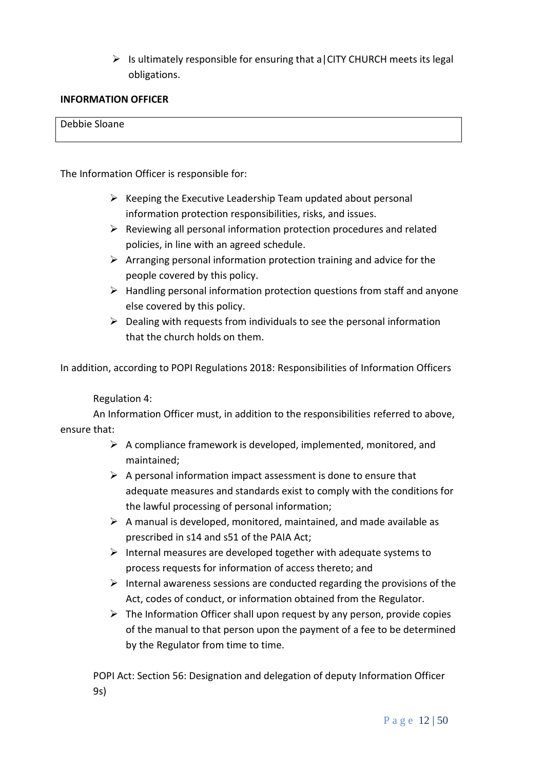- Is ultimately responsible for ensuring that a|CITY CHURCH meets its legal obligations.

**INFORMATION OFFICER**

| Debbie Sloane |
|---|

The Information Officer is responsible for:

- Keeping the Executive Leadership Team updated about personal information protection responsibilities, risks, and issues.
- Reviewing all personal information protection procedures and related policies, in line with an agreed schedule.
- Arranging personal information protection training and advice for the people covered by this policy.
- Handling personal information protection questions from staff and anyone else covered by this policy.
- Dealing with requests from individuals to see the personal information that the church holds on them.

In addition, according to POPI Regulations 2018: Responsibilities of Information Officers

Regulation 4:

An Information Officer must, in addition to the responsibilities referred to above, ensure that:

- A compliance framework is developed, implemented, monitored, and maintained;
- A personal information impact assessment is done to ensure that adequate measures and standards exist to comply with the conditions for the lawful processing of personal information;
- A manual is developed, monitored, maintained, and made available as prescribed in s14 and s51 of the PAIA Act;
- Internal measures are developed together with adequate systems to process requests for information of access thereto; and
- Internal awareness sessions are conducted regarding the provisions of the Act, codes of conduct, or information obtained from the Regulator.
- The Information Officer shall upon request by any person, provide copies of the manual to that person upon the payment of a fee to be determined by the Regulator from time to time.

POPI Act: Section 56: Designation and delegation of deputy Information Officer 9s)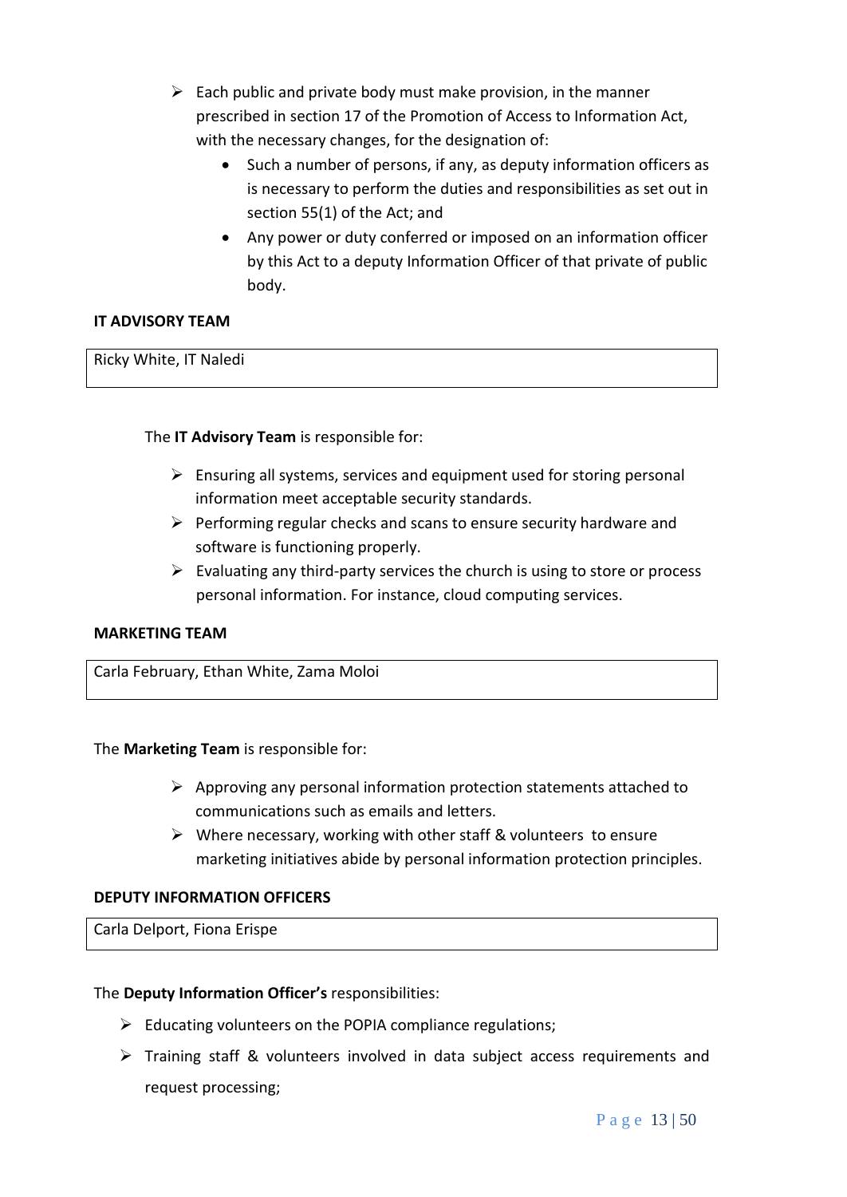- Each public and private body must make provision, in the manner prescribed in section 17 of the Promotion of Access to Information Act, with the necessary changes, for the designation of:
    - Such a number of persons, if any, as deputy information officers as is necessary to perform the duties and responsibilities as set out in section 55(1) of the Act; and
    - Any power or duty conferred or imposed on an information officer by this Act to a deputy Information Officer of that private of public body.

**IT ADVISORY TEAM**

| Ricky White, IT Naledi |
|---|

The **IT Advisory Team** is responsible for:

- Ensuring all systems, services and equipment used for storing personal information meet acceptable security standards.
- Performing regular checks and scans to ensure security hardware and software is functioning properly.
- Evaluating any third-party services the church is using to store or process personal information. For instance, cloud computing services.

**MARKETING TEAM**

| Carla February, Ethan White, Zama Moloi |
|---|

The **Marketing Team** is responsible for:

- Approving any personal information protection statements attached to communications such as emails and letters.
- Where necessary, working with other staff & volunteers to ensure marketing initiatives abide by personal information protection principles.

**DEPUTY INFORMATION OFFICERS**

| Carla Delport, Fiona Erispe |
|---|

The **Deputy Information Officer's** responsibilities:

- Educating volunteers on the POPIA compliance regulations;
- Training staff & volunteers involved in data subject access requirements and request processing;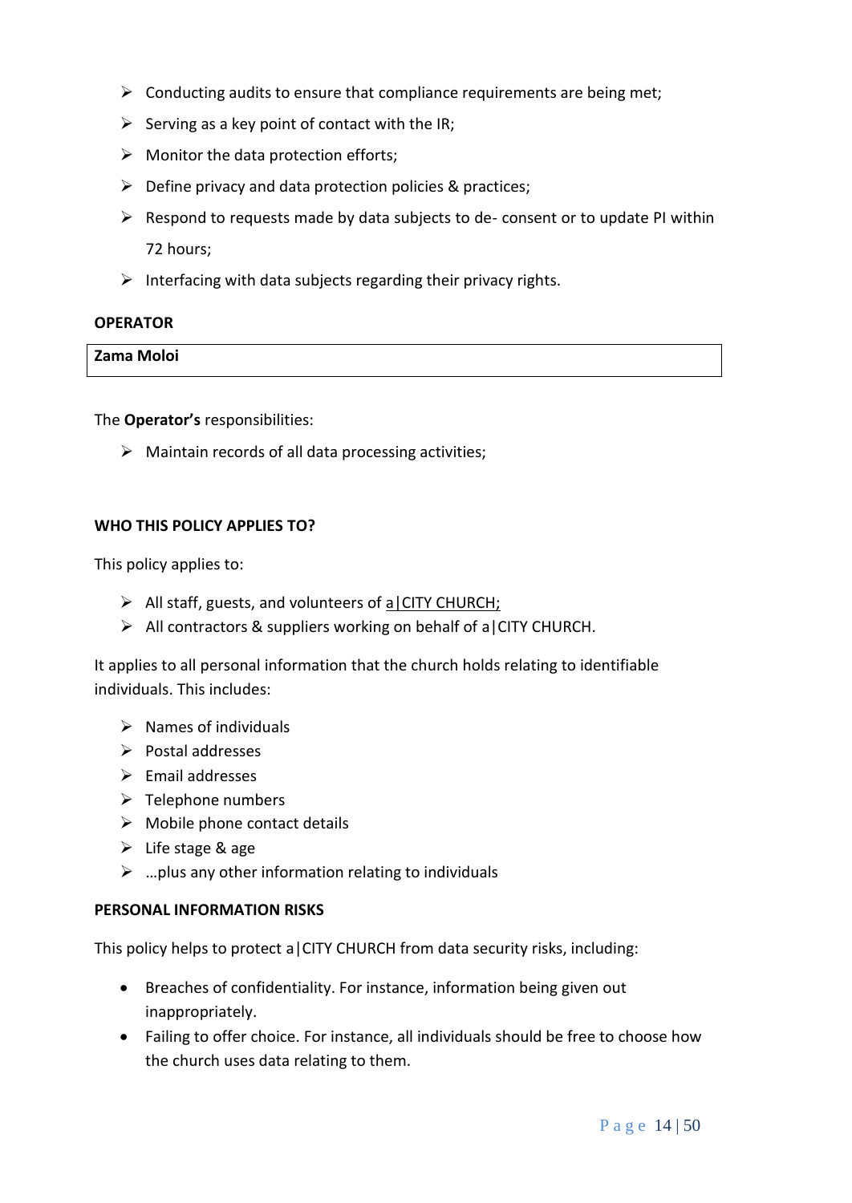- Conducting audits to ensure that compliance requirements are being met;
- Serving as a key point of contact with the IR;
- Monitor the data protection efforts;
- Define privacy and data protection policies & practices;
- Respond to requests made by data subjects to de- consent or to update PI within 72 hours;
- Interfacing with data subjects regarding their privacy rights.

**OPERATOR**

| **Zama Moloi** |
| --- |

The **Operator's** responsibilities:

- Maintain records of all data processing activities;

**WHO THIS POLICY APPLIES TO?**

This policy applies to:

- All staff, guests, and volunteers of a|CITY CHURCH;
- All contractors & suppliers working on behalf of a|CITY CHURCH.

It applies to all personal information that the church holds relating to identifiable individuals. This includes:

- Names of individuals
- Postal addresses
- Email addresses
- Telephone numbers
- Mobile phone contact details
- Life stage & age
- …plus any other information relating to individuals

**PERSONAL INFORMATION RISKS**

This policy helps to protect a|CITY CHURCH from data security risks, including:

- Breaches of confidentiality. For instance, information being given out inappropriately.
- Failing to offer choice. For instance, all individuals should be free to choose how the church uses data relating to them.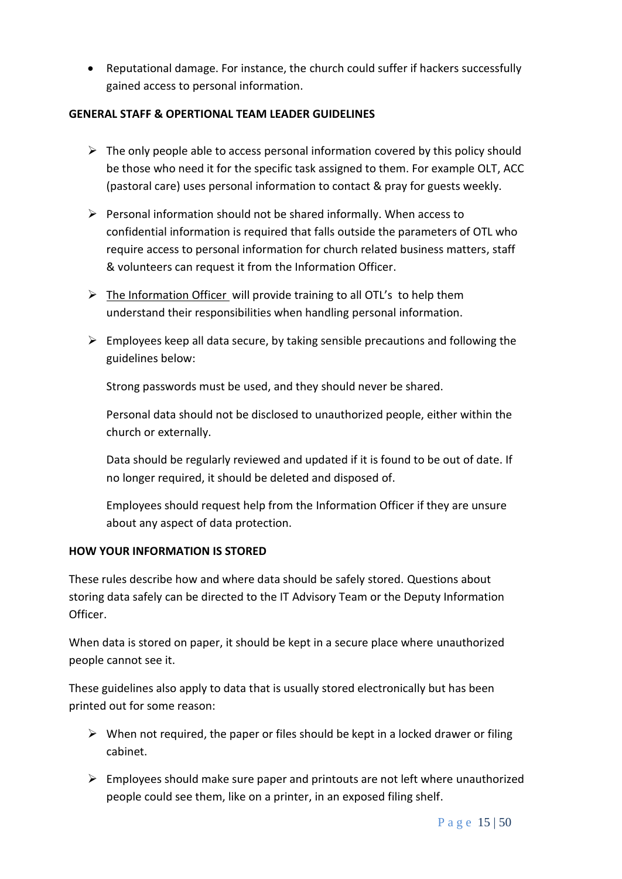- Reputational damage. For instance, the church could suffer if hackers successfully gained access to personal information.

**GENERAL STAFF & OPERTIONAL TEAM LEADER GUIDELINES**

- The only people able to access personal information covered by this policy should be those who need it for the specific task assigned to them. For example OLT, ACC (pastoral care) uses personal information to contact & pray for guests weekly.
- Personal information should not be shared informally. When access to confidential information is required that falls outside the parameters of OTL who require access to personal information for church related business matters, staff & volunteers can request it from the Information Officer.
- The Information Officer will provide training to all OTL's to help them understand their responsibilities when handling personal information.
- Employees keep all data secure, by taking sensible precautions and following the guidelines below:

  Strong passwords must be used, and they should never be shared.

  Personal data should not be disclosed to unauthorized people, either within the church or externally.

  Data should be regularly reviewed and updated if it is found to be out of date. If no longer required, it should be deleted and disposed of.

  Employees should request help from the Information Officer if they are unsure about any aspect of data protection.

**HOW YOUR INFORMATION IS STORED**

These rules describe how and where data should be safely stored. Questions about storing data safely can be directed to the IT Advisory Team or the Deputy Information Officer.

When data is stored on paper, it should be kept in a secure place where unauthorized people cannot see it.

These guidelines also apply to data that is usually stored electronically but has been printed out for some reason:

- When not required, the paper or files should be kept in a locked drawer or filing cabinet.
- Employees should make sure paper and printouts are not left where unauthorized people could see them, like on a printer, in an exposed filing shelf.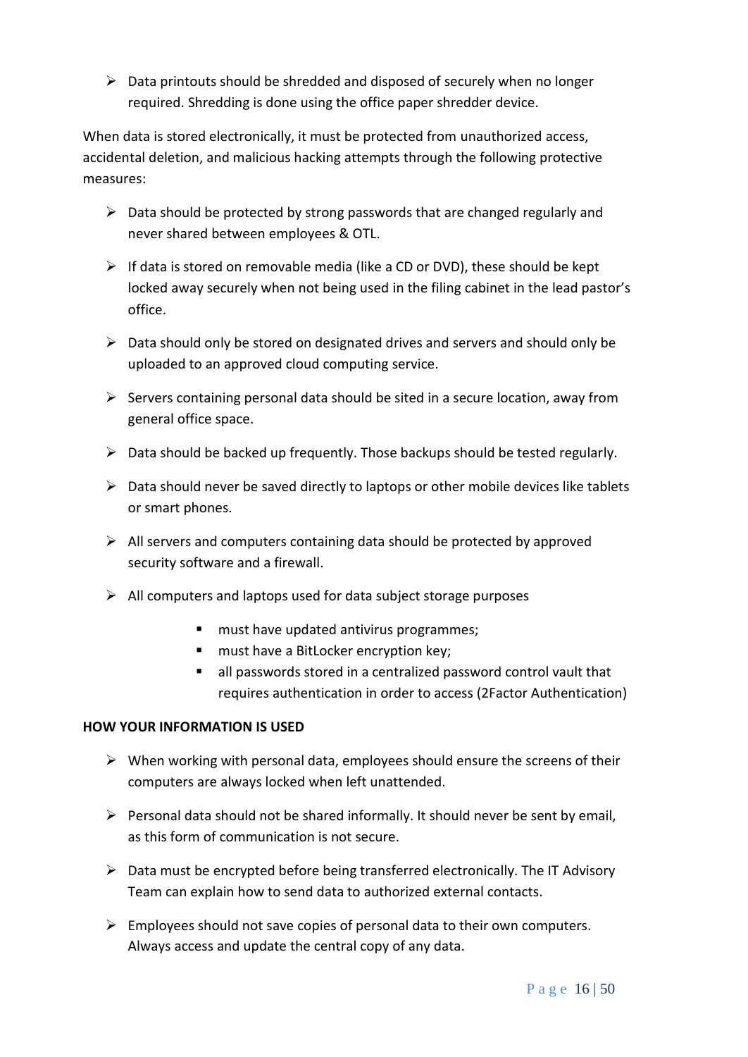- Data printouts should be shredded and disposed of securely when no longer required. Shredding is done using the office paper shredder device.

When data is stored electronically, it must be protected from unauthorized access, accidental deletion, and malicious hacking attempts through the following protective measures:

- Data should be protected by strong passwords that are changed regularly and never shared between employees & OTL.
- If data is stored on removable media (like a CD or DVD), these should be kept locked away securely when not being used in the filing cabinet in the lead pastor's office.
- Data should only be stored on designated drives and servers and should only be uploaded to an approved cloud computing service.
- Servers containing personal data should be sited in a secure location, away from general office space.
- Data should be backed up frequently. Those backups should be tested regularly.
- Data should never be saved directly to laptops or other mobile devices like tablets or smart phones.
- All servers and computers containing data should be protected by approved security software and a firewall.
- All computers and laptops used for data subject storage purposes
    - must have updated antivirus programmes;
    - must have a BitLocker encryption key;
    - all passwords stored in a centralized password control vault that requires authentication in order to access (2Factor Authentication)

**HOW YOUR INFORMATION IS USED**

- When working with personal data, employees should ensure the screens of their computers are always locked when left unattended.
- Personal data should not be shared informally. It should never be sent by email, as this form of communication is not secure.
- Data must be encrypted before being transferred electronically. The IT Advisory Team can explain how to send data to authorized external contacts.
- Employees should not save copies of personal data to their own computers. Always access and update the central copy of any data.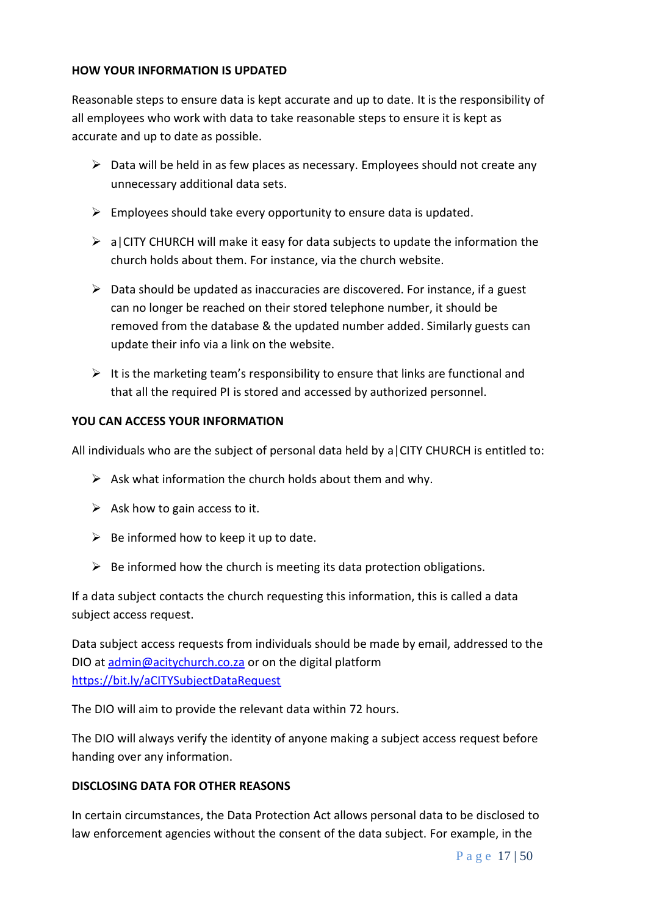**HOW YOUR INFORMATION IS UPDATED**

Reasonable steps to ensure data is kept accurate and up to date. It is the responsibility of all employees who work with data to take reasonable steps to ensure it is kept as accurate and up to date as possible.

- Data will be held in as few places as necessary. Employees should not create any unnecessary additional data sets.
- Employees should take every opportunity to ensure data is updated.
- a|CITY CHURCH will make it easy for data subjects to update the information the church holds about them. For instance, via the church website.
- Data should be updated as inaccuracies are discovered. For instance, if a guest can no longer be reached on their stored telephone number, it should be removed from the database & the updated number added. Similarly guests can update their info via a link on the website.
- It is the marketing team's responsibility to ensure that links are functional and that all the required PI is stored and accessed by authorized personnel.

**YOU CAN ACCESS YOUR INFORMATION**

All individuals who are the subject of personal data held by a|CITY CHURCH is entitled to:

- Ask what information the church holds about them and why.
- Ask how to gain access to it.
- Be informed how to keep it up to date.
- Be informed how the church is meeting its data protection obligations.

If a data subject contacts the church requesting this information, this is called a data subject access request.

Data subject access requests from individuals should be made by email, addressed to the DIO at admin@acitychurch.co.za or on the digital platform https://bit.ly/aCITYSubjectDataRequest

The DIO will aim to provide the relevant data within 72 hours.

The DIO will always verify the identity of anyone making a subject access request before handing over any information.

**DISCLOSING DATA FOR OTHER REASONS**

In certain circumstances, the Data Protection Act allows personal data to be disclosed to law enforcement agencies without the consent of the data subject. For example, in the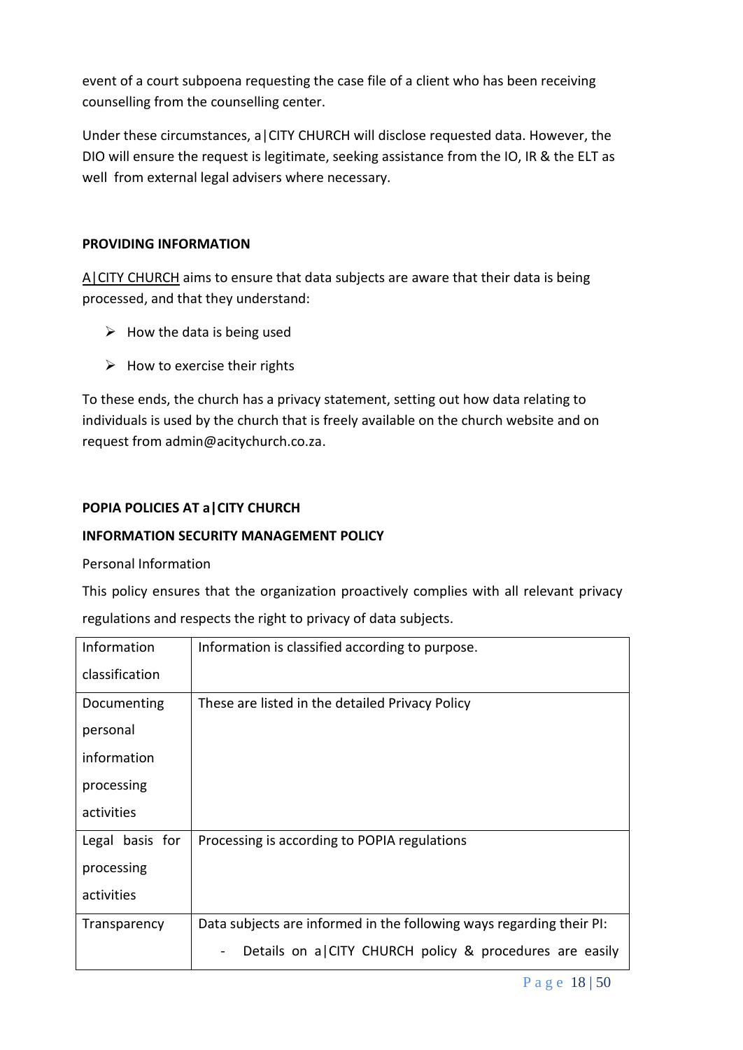event of a court subpoena requesting the case file of a client who has been receiving counselling from the counselling center.

Under these circumstances, a|CITY CHURCH will disclose requested data. However, the DIO will ensure the request is legitimate, seeking assistance from the IO, IR & the ELT as well from external legal advisers where necessary.

**PROVIDING INFORMATION**

A|CITY CHURCH aims to ensure that data subjects are aware that their data is being processed, and that they understand:

- How the data is being used
- How to exercise their rights

To these ends, the church has a privacy statement, setting out how data relating to individuals is used by the church that is freely available on the church website and on request from admin@acitychurch.co.za.

**POPIA POLICIES AT a|CITY CHURCH**

**INFORMATION SECURITY MANAGEMENT POLICY**

Personal Information

This policy ensures that the organization proactively complies with all relevant privacy regulations and respects the right to privacy of data subjects.

| Information classification | Information is classified according to purpose. |
|---|---|
| Documenting personal information processing activities | These are listed in the detailed Privacy Policy |
| Legal basis for processing activities | Processing is according to POPIA regulations |
| Transparency | Data subjects are informed in the following ways regarding their PI: <br> - Details on a\|CITY CHURCH policy & procedures are easily |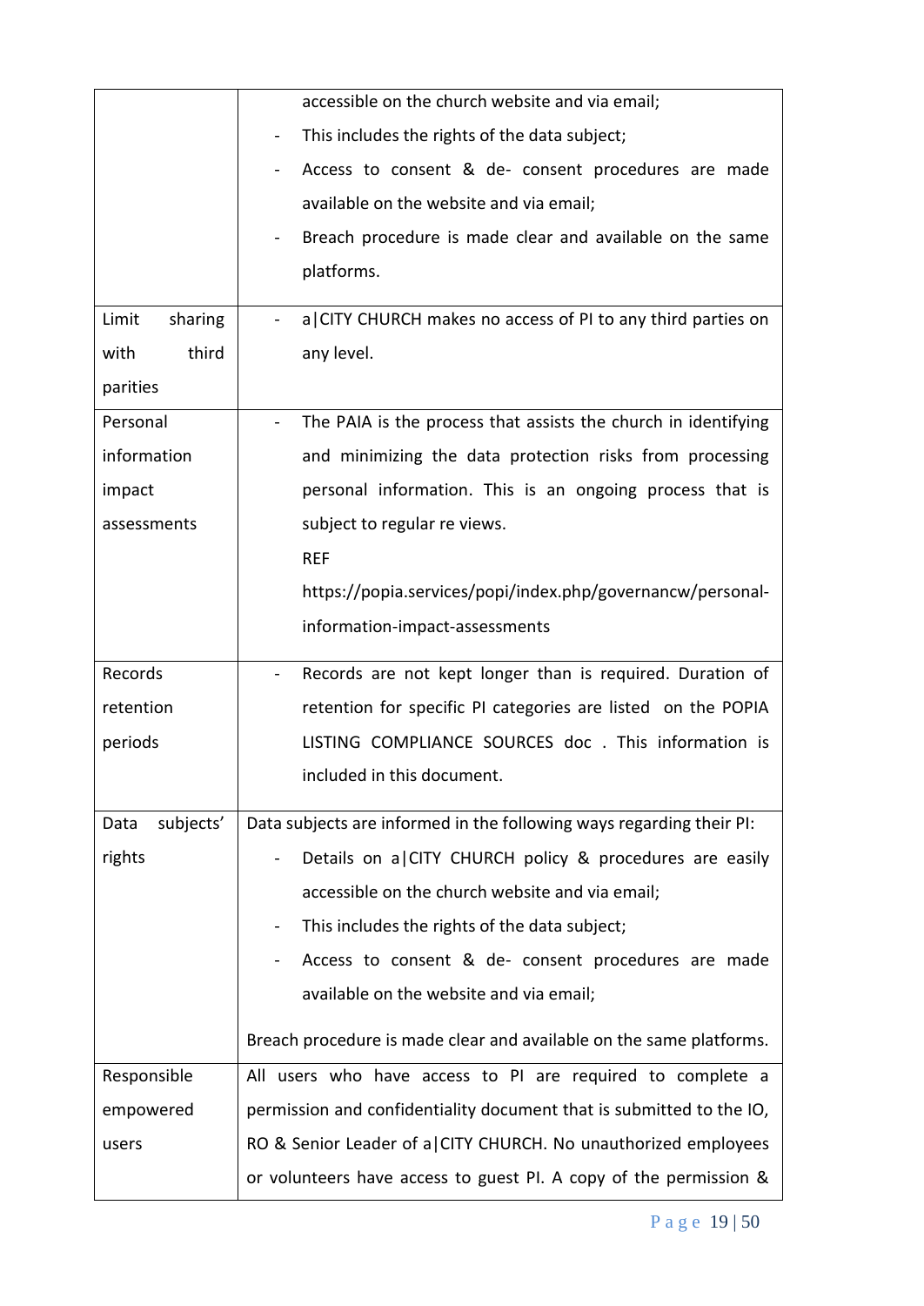| | |
|---|---|
| | accessible on the church website and via email;<br>- This includes the rights of the data subject;<br>- Access to consent & de- consent procedures are made available on the website and via email;<br>- Breach procedure is made clear and available on the same platforms. |
| Limit sharing with third parities | - a\|CITY CHURCH makes no access of PI to any third parties on any level. |
| Personal information impact assessments | - The PAIA is the process that assists the church in identifying and minimizing the data protection risks from processing personal information. This is an ongoing process that is subject to regular re views.<br>REF<br>https://popia.services/popi/index.php/governancw/personal-information-impact-assessments |
| Records retention periods | - Records are not kept longer than is required. Duration of retention for specific PI categories are listed on the POPIA LISTING COMPLIANCE SOURCES doc . This information is included in this document. |
| Data subjects' rights | Data subjects are informed in the following ways regarding their PI:<br>- Details on a\|CITY CHURCH policy & procedures are easily accessible on the church website and via email;<br>- This includes the rights of the data subject;<br>- Access to consent & de- consent procedures are made available on the website and via email;<br><br>Breach procedure is made clear and available on the same platforms. |
| Responsible empowered users | All users who have access to PI are required to complete a permission and confidentiality document that is submitted to the IO, RO & Senior Leader of a\|CITY CHURCH. No unauthorized employees or volunteers have access to guest PI. A copy of the permission & |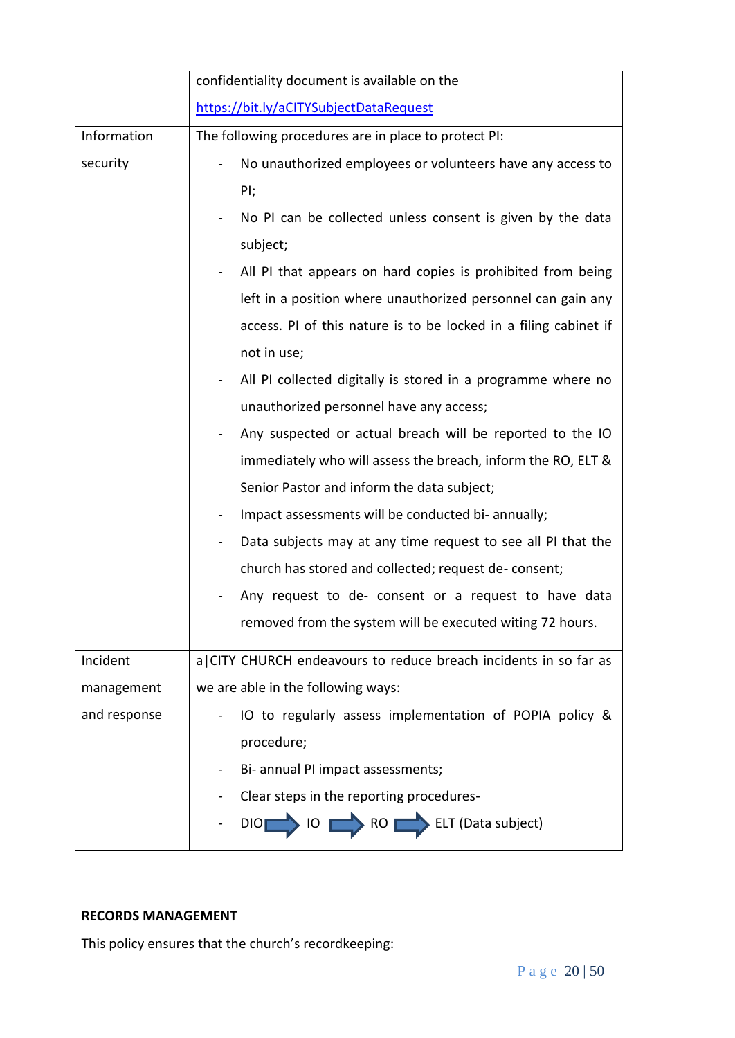| | |
|---|---|
| | confidentiality document is available on the [https://bit.ly/aCITYSubjectDataRequest](https://bit.ly/aCITYSubjectDataRequest) |
| Information security | The following procedures are in place to protect PI:<br>- No unauthorized employees or volunteers have any access to PI;<br>- No PI can be collected unless consent is given by the data subject;<br>- All PI that appears on hard copies is prohibited from being left in a position where unauthorized personnel can gain any access. PI of this nature is to be locked in a filing cabinet if not in use;<br>- All PI collected digitally is stored in a programme where no unauthorized personnel have any access;<br>- Any suspected or actual breach will be reported to the IO immediately who will assess the breach, inform the RO, ELT & Senior Pastor and inform the data subject;<br>- Impact assessments will be conducted bi- annually;<br>- Data subjects may at any time request to see all PI that the church has stored and collected; request de- consent;<br>- Any request to de- consent or a request to have data removed from the system will be executed witing 72 hours. |
| Incident management and response | a\|CITY CHURCH endeavours to reduce breach incidents in so far as we are able in the following ways:<br>- IO to regularly assess implementation of POPIA policy & procedure;<br>- Bi- annual PI impact assessments;<br>- Clear steps in the reporting procedures-<br>- DIO ➡ IO ➡ RO ➡ ELT (Data subject) |

**RECORDS MANAGEMENT**

This policy ensures that the church's recordkeeping: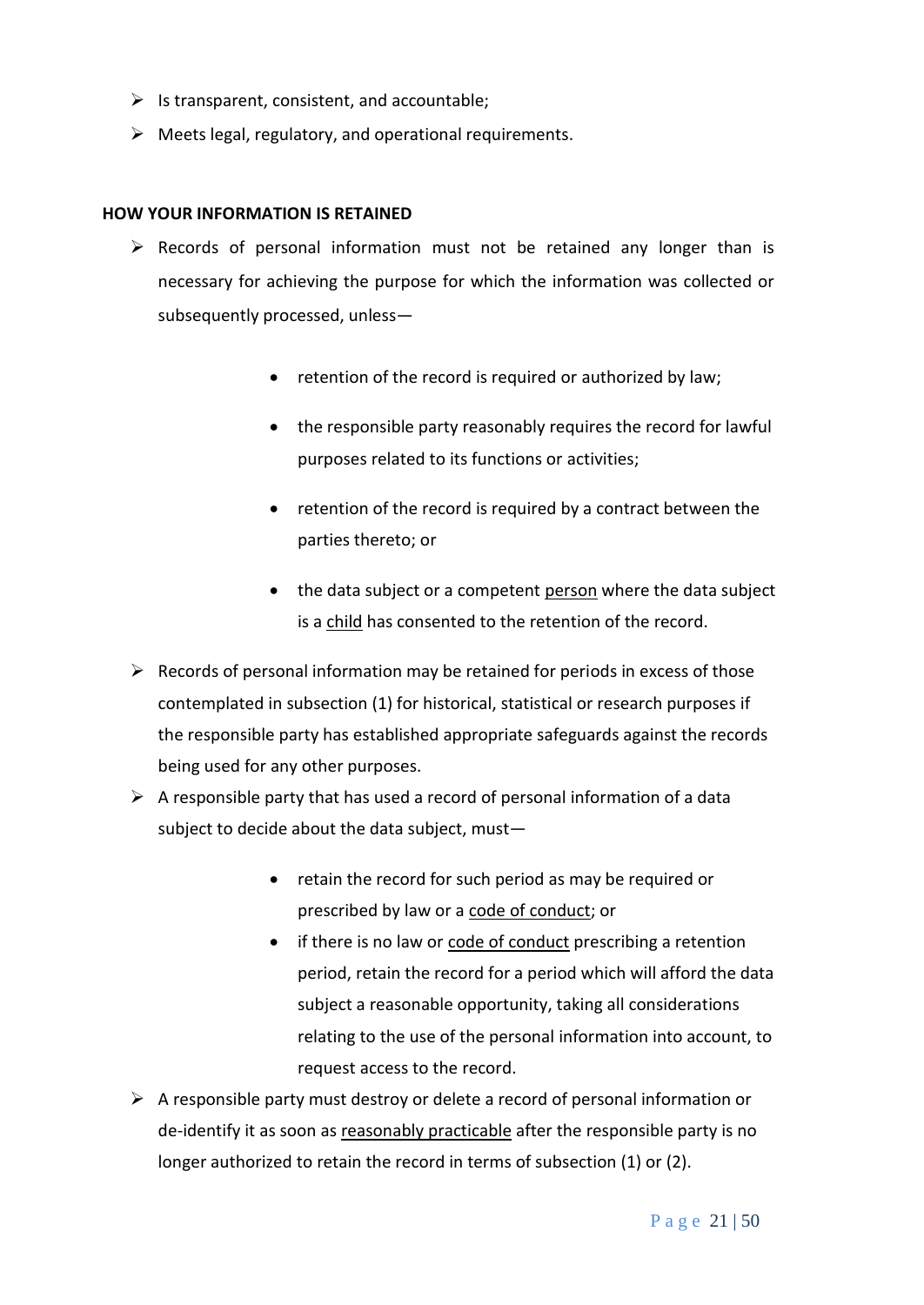- Is transparent, consistent, and accountable;
- Meets legal, regulatory, and operational requirements.

**HOW YOUR INFORMATION IS RETAINED**

- Records of personal information must not be retained any longer than is necessary for achieving the purpose for which the information was collected or subsequently processed, unless—
  - retention of the record is required or authorized by law;
  - the responsible party reasonably requires the record for lawful purposes related to its functions or activities;
  - retention of the record is required by a contract between the parties thereto; or
  - the data subject or a competent person where the data subject is a child has consented to the retention of the record.
- Records of personal information may be retained for periods in excess of those contemplated in subsection (1) for historical, statistical or research purposes if the responsible party has established appropriate safeguards against the records being used for any other purposes.
- A responsible party that has used a record of personal information of a data subject to decide about the data subject, must—
  - retain the record for such period as may be required or prescribed by law or a code of conduct; or
  - if there is no law or code of conduct prescribing a retention period, retain the record for a period which will afford the data subject a reasonable opportunity, taking all considerations relating to the use of the personal information into account, to request access to the record.
- A responsible party must destroy or delete a record of personal information or de-identify it as soon as reasonably practicable after the responsible party is no longer authorized to retain the record in terms of subsection (1) or (2).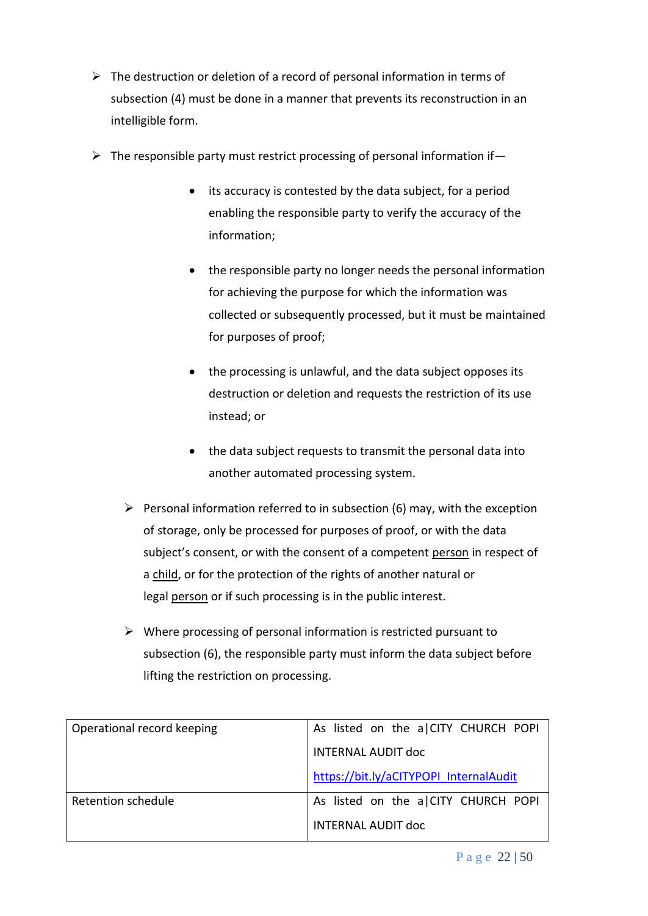- The destruction or deletion of a record of personal information in terms of subsection (4) must be done in a manner that prevents its reconstruction in an intelligible form.
- The responsible party must restrict processing of personal information if—
    - its accuracy is contested by the data subject, for a period enabling the responsible party to verify the accuracy of the information;
    - the responsible party no longer needs the personal information for achieving the purpose for which the information was collected or subsequently processed, but it must be maintained for purposes of proof;
    - the processing is unlawful, and the data subject opposes its destruction or deletion and requests the restriction of its use instead; or
    - the data subject requests to transmit the personal data into another automated processing system.
- Personal information referred to in subsection (6) may, with the exception of storage, only be processed for purposes of proof, or with the data subject's consent, or with the consent of a competent person in respect of a child, or for the protection of the rights of another natural or legal person or if such processing is in the public interest.
- Where processing of personal information is restricted pursuant to subsection (6), the responsible party must inform the data subject before lifting the restriction on processing.

| | |
|---|---|
| Operational record keeping | As listed on the a\|CITY CHURCH POPI INTERNAL AUDIT doc https://bit.ly/aCITYPOPI_InternalAudit |
| Retention schedule | As listed on the a\|CITY CHURCH POPI INTERNAL AUDIT doc |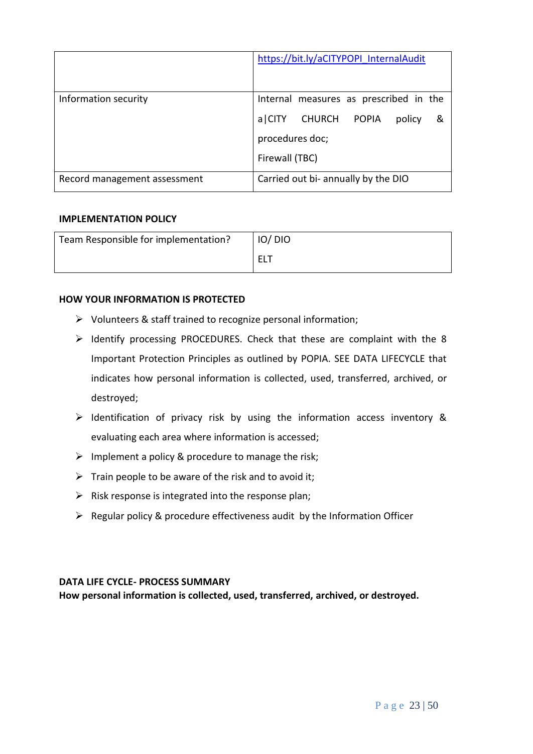| | |
|---|---|
| | https://bit.ly/aCITYPOPI_InternalAudit |
| Information security | Internal measures as prescribed in the a\|CITY CHURCH POPIA policy & procedures doc;<br>Firewall (TBC) |
| Record management assessment | Carried out bi- annually by the DIO |

**IMPLEMENTATION POLICY**

| | |
|---|---|
| Team Responsible for implementation? | IO/ DIO<br>ELT |

**HOW YOUR INFORMATION IS PROTECTED**

- Volunteers & staff trained to recognize personal information;
- Identify processing PROCEDURES. Check that these are complaint with the 8 Important Protection Principles as outlined by POPIA. SEE DATA LIFECYCLE that indicates how personal information is collected, used, transferred, archived, or destroyed;
- Identification of privacy risk by using the information access inventory & evaluating each area where information is accessed;
- Implement a policy & procedure to manage the risk;
- Train people to be aware of the risk and to avoid it;
- Risk response is integrated into the response plan;
- Regular policy & procedure effectiveness audit by the Information Officer

**DATA LIFE CYCLE- PROCESS SUMMARY**
**How personal information is collected, used, transferred, archived, or destroyed.**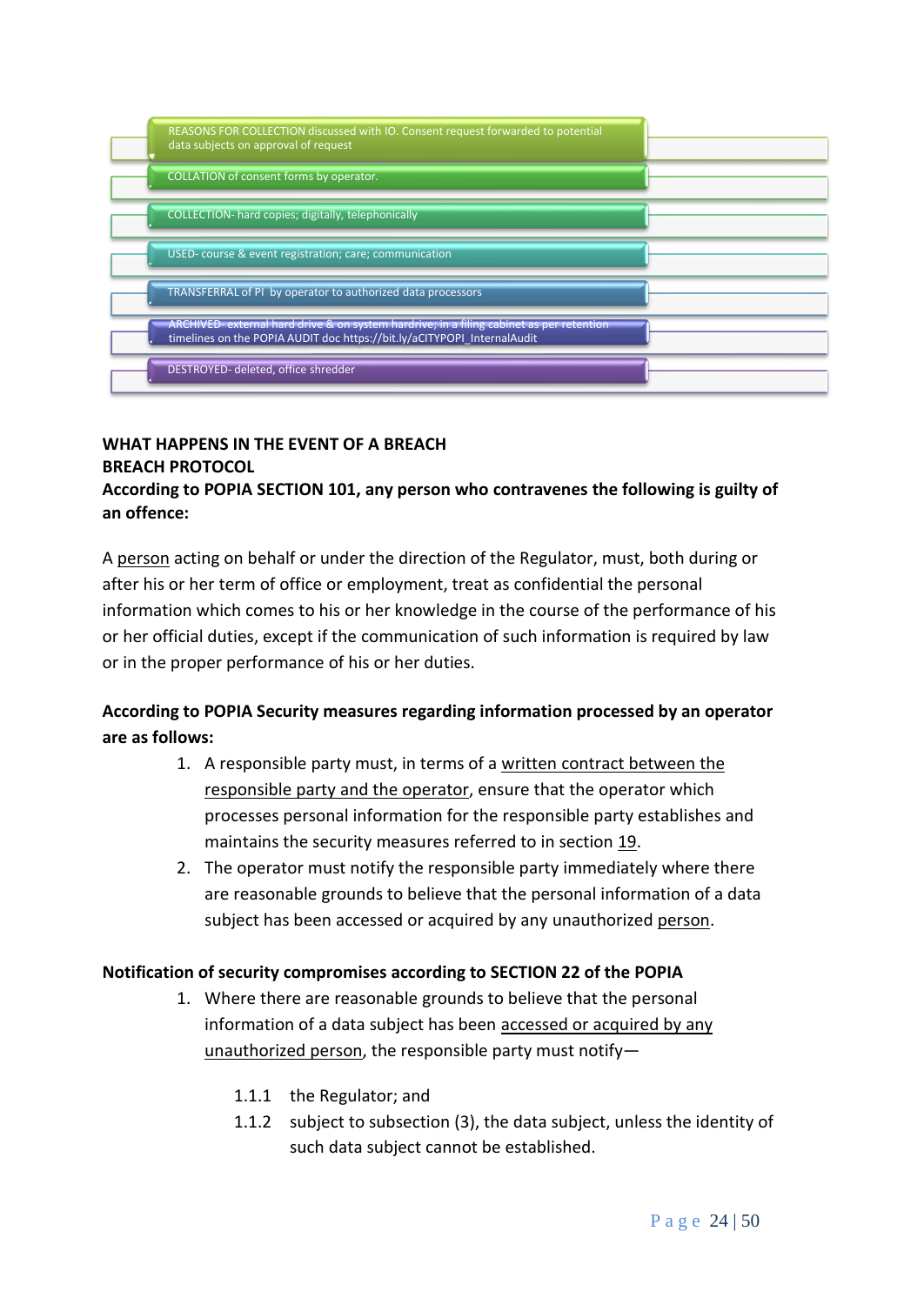- REASONS FOR COLLECTION discussed with IO. Consent request forwarded to potential data subjects on approval of request
- COLLATION of consent forms by operator.
- COLLECTION- hard copies; digitally, telephonically
- USED- course & event registration; care; communication
- TRANSFERRAL of PI by operator to authorized data processors
- ARCHIVED- external hard drive & on system hardrive; in a filing cabinet as per retention timelines on the POPIA AUDIT doc https://bit.ly/aCITYPOPI_InternalAudit
- DESTROYED- deleted, office shredder

**WHAT HAPPENS IN THE EVENT OF A BREACH**
**BREACH PROTOCOL**
**According to POPIA SECTION 101, any person who contravenes the following is guilty of an offence:**

A person acting on behalf or under the direction of the Regulator, must, both during or after his or her term of office or employment, treat as confidential the personal information which comes to his or her knowledge in the course of the performance of his or her official duties, except if the communication of such information is required by law or in the proper performance of his or her duties.

**According to POPIA Security measures regarding information processed by an operator are as follows:**

1. A responsible party must, in terms of a written contract between the responsible party and the operator, ensure that the operator which processes personal information for the responsible party establishes and maintains the security measures referred to in section 19.
2. The operator must notify the responsible party immediately where there are reasonable grounds to believe that the personal information of a data subject has been accessed or acquired by any unauthorized person.

**Notification of security compromises according to SECTION 22 of the POPIA**

1. Where there are reasonable grounds to believe that the personal information of a data subject has been accessed or acquired by any unauthorized person, the responsible party must notify—

    1.1.1 the Regulator; and
    1.1.2 subject to subsection (3), the data subject, unless the identity of such data subject cannot be established.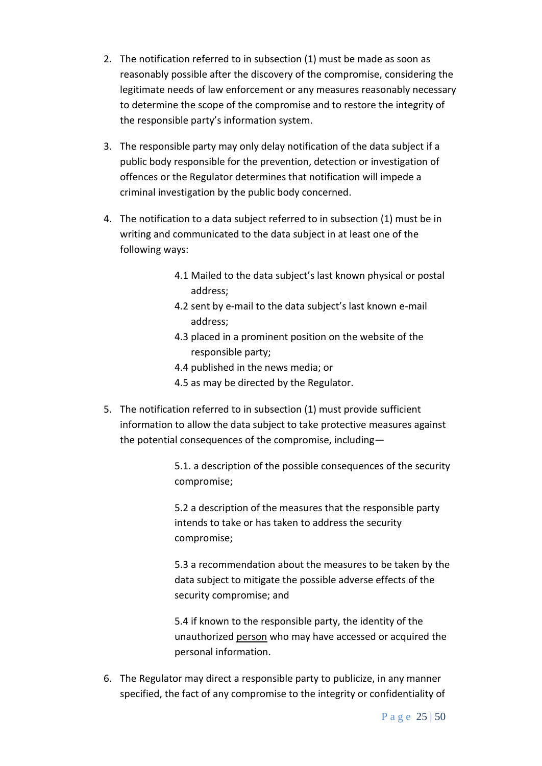2. The notification referred to in subsection (1) must be made as soon as reasonably possible after the discovery of the compromise, considering the legitimate needs of law enforcement or any measures reasonably necessary to determine the scope of the compromise and to restore the integrity of the responsible party's information system.

3. The responsible party may only delay notification of the data subject if a public body responsible for the prevention, detection or investigation of offences or the Regulator determines that notification will impede a criminal investigation by the public body concerned.

4. The notification to a data subject referred to in subsection (1) must be in writing and communicated to the data subject in at least one of the following ways:

   4.1 Mailed to the data subject's last known physical or postal address;
   4.2 sent by e-mail to the data subject's last known e-mail address;
   4.3 placed in a prominent position on the website of the responsible party;
   4.4 published in the news media; or
   4.5 as may be directed by the Regulator.

5. The notification referred to in subsection (1) must provide sufficient information to allow the data subject to take protective measures against the potential consequences of the compromise, including—

   5.1. a description of the possible consequences of the security compromise;

   5.2 a description of the measures that the responsible party intends to take or has taken to address the security compromise;

   5.3 a recommendation about the measures to be taken by the data subject to mitigate the possible adverse effects of the security compromise; and

   5.4 if known to the responsible party, the identity of the unauthorized person who may have accessed or acquired the personal information.

6. The Regulator may direct a responsible party to publicize, in any manner specified, the fact of any compromise to the integrity or confidentiality of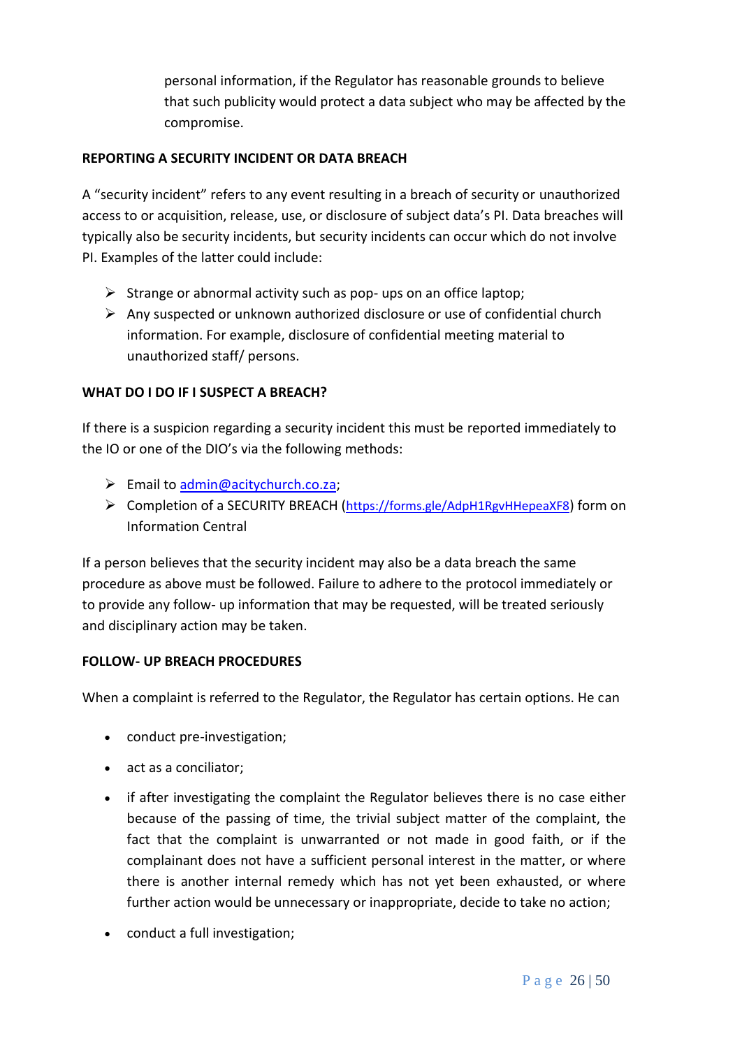personal information, if the Regulator has reasonable grounds to believe that such publicity would protect a data subject who may be affected by the compromise.

**REPORTING A SECURITY INCIDENT OR DATA BREACH**

A "security incident" refers to any event resulting in a breach of security or unauthorized access to or acquisition, release, use, or disclosure of subject data's PI. Data breaches will typically also be security incidents, but security incidents can occur which do not involve PI. Examples of the latter could include:

- Strange or abnormal activity such as pop- ups on an office laptop;
- Any suspected or unknown authorized disclosure or use of confidential church information. For example, disclosure of confidential meeting material to unauthorized staff/ persons.

**WHAT DO I DO IF I SUSPECT A BREACH?**

If there is a suspicion regarding a security incident this must be reported immediately to the IO or one of the DIO's via the following methods:

- Email to [admin@acitychurch.co.za](mailto:admin@acitychurch.co.za);
- Completion of a SECURITY BREACH ([https://forms.gle/AdpH1RgvHHepeaXF8](https://forms.gle/AdpH1RgvHHepeaXF8)) form on Information Central

If a person believes that the security incident may also be a data breach the same procedure as above must be followed. Failure to adhere to the protocol immediately or to provide any follow- up information that may be requested, will be treated seriously and disciplinary action may be taken.

**FOLLOW- UP BREACH PROCEDURES**

When a complaint is referred to the Regulator, the Regulator has certain options. He can

- conduct pre-investigation;
- act as a conciliator;
- if after investigating the complaint the Regulator believes there is no case either because of the passing of time, the trivial subject matter of the complaint, the fact that the complaint is unwarranted or not made in good faith, or if the complainant does not have a sufficient personal interest in the matter, or where there is another internal remedy which has not yet been exhausted, or where further action would be unnecessary or inappropriate, decide to take no action;
- conduct a full investigation;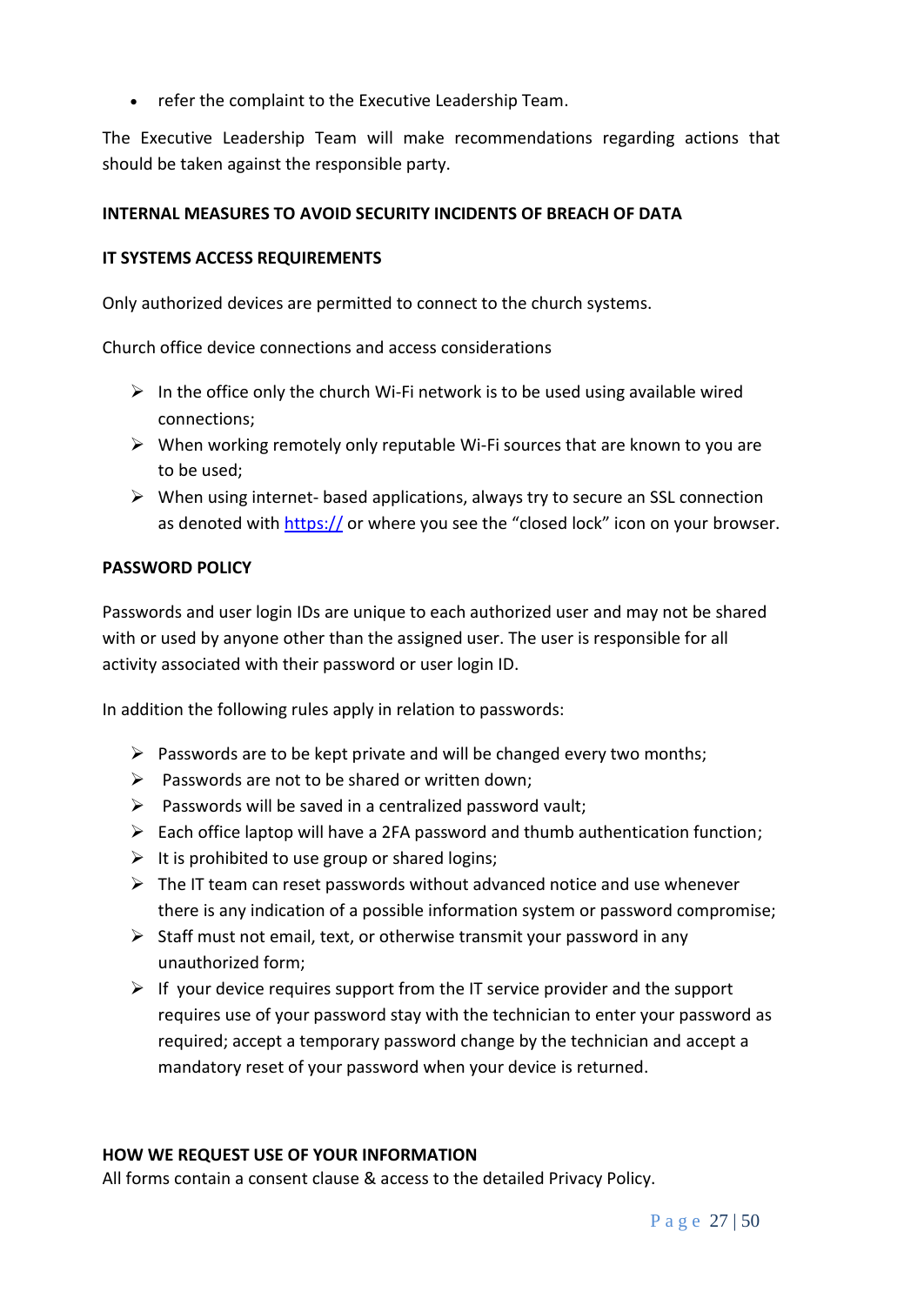- refer the complaint to the Executive Leadership Team.

The Executive Leadership Team will make recommendations regarding actions that should be taken against the responsible party.

**INTERNAL MEASURES TO AVOID SECURITY INCIDENTS OF BREACH OF DATA**

**IT SYSTEMS ACCESS REQUIREMENTS**

Only authorized devices are permitted to connect to the church systems.

Church office device connections and access considerations

- In the office only the church Wi-Fi network is to be used using available wired connections;
- When working remotely only reputable Wi-Fi sources that are known to you are to be used;
- When using internet- based applications, always try to secure an SSL connection as denoted with [https://](https://) or where you see the "closed lock" icon on your browser.

**PASSWORD POLICY**

Passwords and user login IDs are unique to each authorized user and may not be shared with or used by anyone other than the assigned user. The user is responsible for all activity associated with their password or user login ID.

In addition the following rules apply in relation to passwords:

- Passwords are to be kept private and will be changed every two months;
- Passwords are not to be shared or written down;
- Passwords will be saved in a centralized password vault;
- Each office laptop will have a 2FA password and thumb authentication function;
- It is prohibited to use group or shared logins;
- The IT team can reset passwords without advanced notice and use whenever there is any indication of a possible information system or password compromise;
- Staff must not email, text, or otherwise transmit your password in any unauthorized form;
- If your device requires support from the IT service provider and the support requires use of your password stay with the technician to enter your password as required; accept a temporary password change by the technician and accept a mandatory reset of your password when your device is returned.

**HOW WE REQUEST USE OF YOUR INFORMATION**

All forms contain a consent clause & access to the detailed Privacy Policy.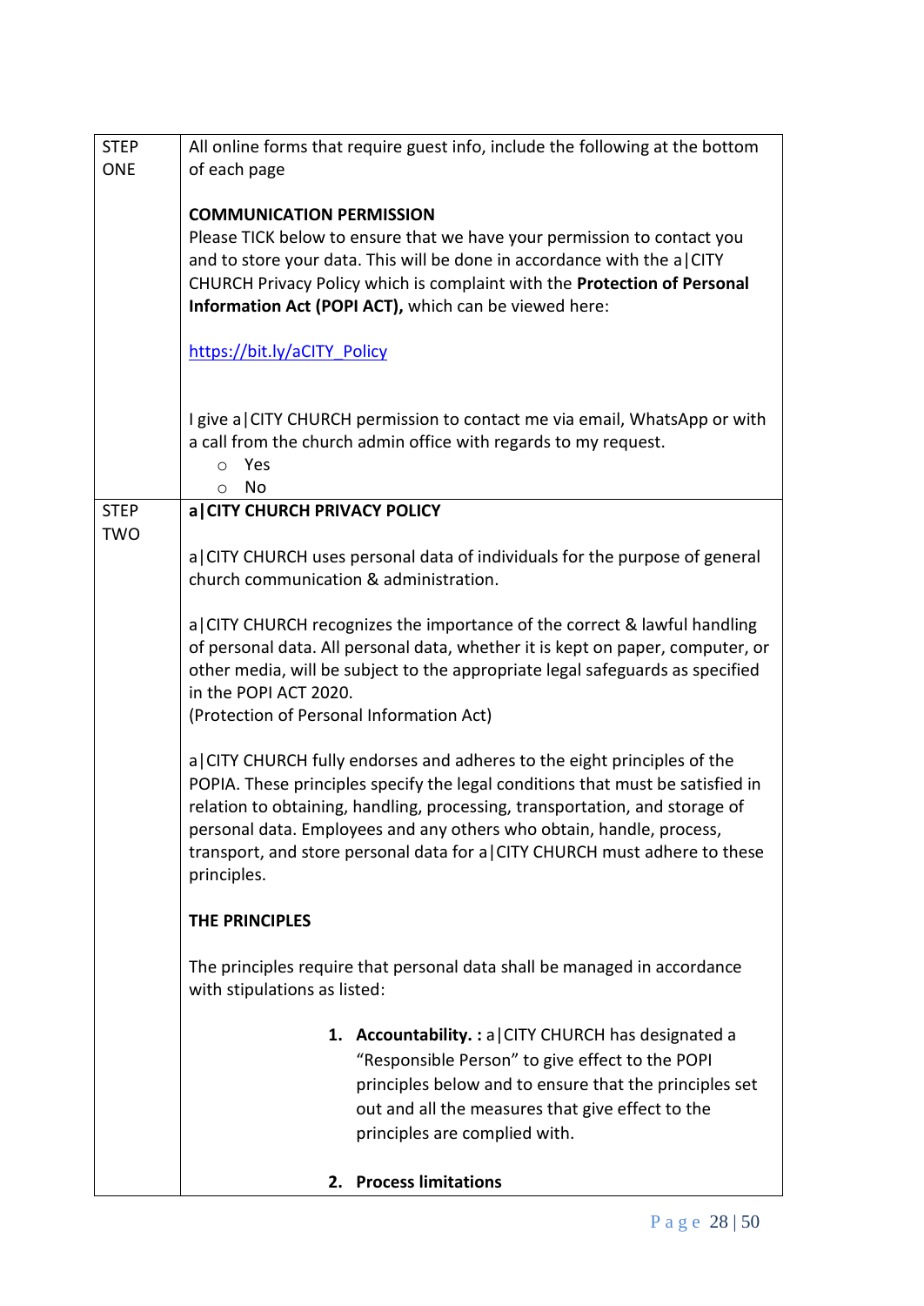| | |
|---|---|
| STEP ONE | All online forms that require guest info, include the following at the bottom of each page<br><br>**COMMUNICATION PERMISSION**<br>Please TICK below to ensure that we have your permission to contact you and to store your data. This will be done in accordance with the a\|CITY CHURCH Privacy Policy which is complaint with the **Protection of Personal Information Act (POPI ACT),** which can be viewed here:<br><br>https://bit.ly/aCITY_Policy<br><br>I give a\|CITY CHURCH permission to contact me via email, WhatsApp or with a call from the church admin office with regards to my request.<br>○ Yes<br>○ No |
| STEP TWO | **a\|CITY CHURCH PRIVACY POLICY**<br><br>a\|CITY CHURCH uses personal data of individuals for the purpose of general church communication & administration.<br><br>a\|CITY CHURCH recognizes the importance of the correct & lawful handling of personal data. All personal data, whether it is kept on paper, computer, or other media, will be subject to the appropriate legal safeguards as specified in the POPI ACT 2020.<br>(Protection of Personal Information Act)<br><br>a\|CITY CHURCH fully endorses and adheres to the eight principles of the POPIA. These principles specify the legal conditions that must be satisfied in relation to obtaining, handling, processing, transportation, and storage of personal data. Employees and any others who obtain, handle, process, transport, and store personal data for a\|CITY CHURCH must adhere to these principles.<br><br>**THE PRINCIPLES**<br><br>The principles require that personal data shall be managed in accordance with stipulations as listed:<br><br>1. **Accountability. :** a\|CITY CHURCH has designated a "Responsible Person" to give effect to the POPI principles below and to ensure that the principles set out and all the measures that give effect to the principles are complied with.<br><br>2. **Process limitations** |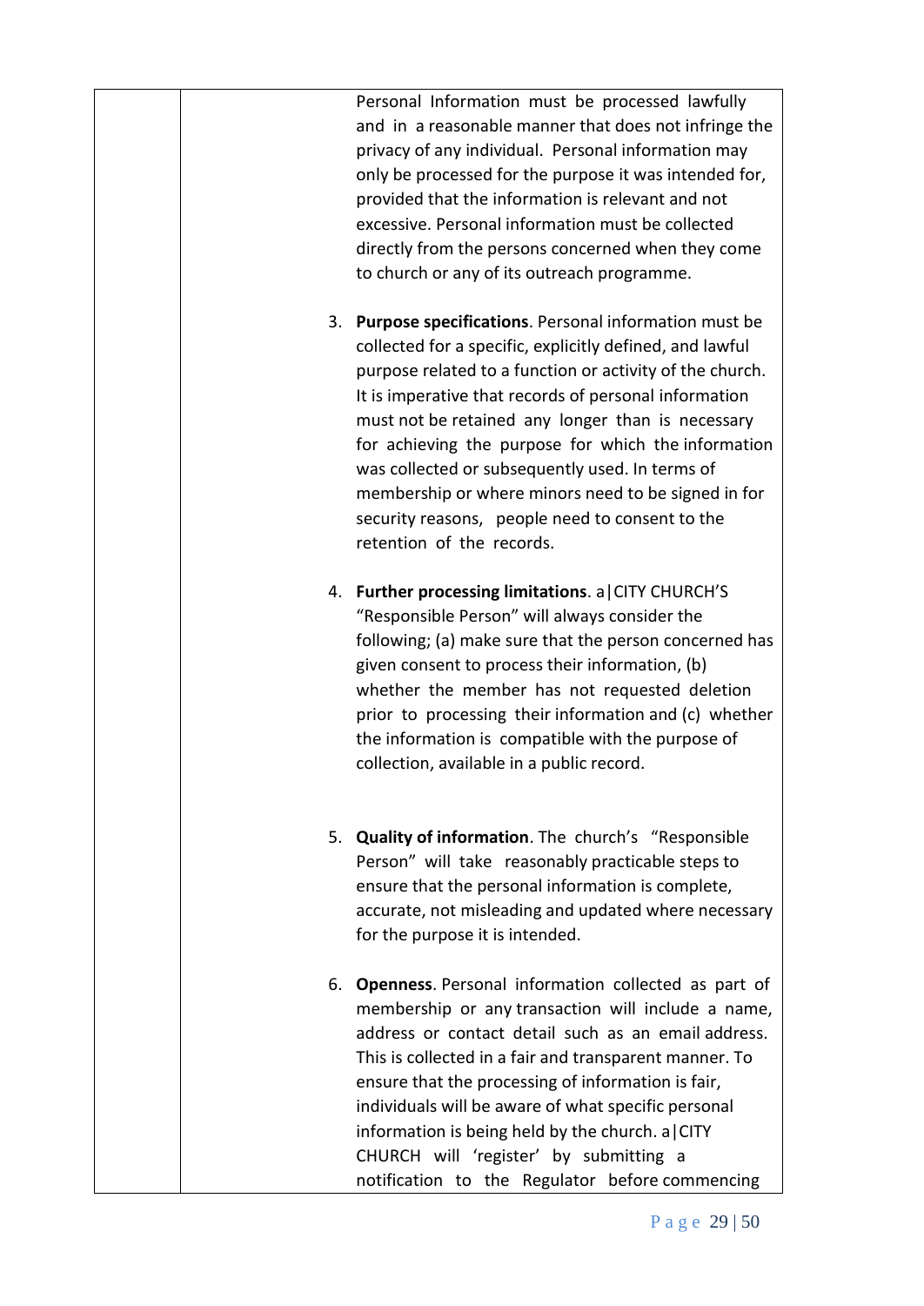| | |
|---|---|
| | Personal Information must be processed lawfully and in a reasonable manner that does not infringe the privacy of any individual. Personal information may only be processed for the purpose it was intended for, provided that the information is relevant and not excessive. Personal information must be collected directly from the persons concerned when they come to church or any of its outreach programme.<br><br>3. **Purpose specifications**. Personal information must be collected for a specific, explicitly defined, and lawful purpose related to a function or activity of the church. It is imperative that records of personal information must not be retained any longer than is necessary for achieving the purpose for which the information was collected or subsequently used. In terms of membership or where minors need to be signed in for security reasons, people need to consent to the retention of the records.<br><br>4. **Further processing limitations**. a\|CITY CHURCH'S "Responsible Person" will always consider the following; (a) make sure that the person concerned has given consent to process their information, (b) whether the member has not requested deletion prior to processing their information and (c) whether the information is compatible with the purpose of collection, available in a public record.<br><br>5. **Quality of information**. The church's "Responsible Person" will take reasonably practicable steps to ensure that the personal information is complete, accurate, not misleading and updated where necessary for the purpose it is intended.<br><br>6. **Openness**. Personal information collected as part of membership or any transaction will include a name, address or contact detail such as an email address. This is collected in a fair and transparent manner. To ensure that the processing of information is fair, individuals will be aware of what specific personal information is being held by the church. a\|CITY CHURCH will 'register' by submitting a notification to the Regulator before commencing |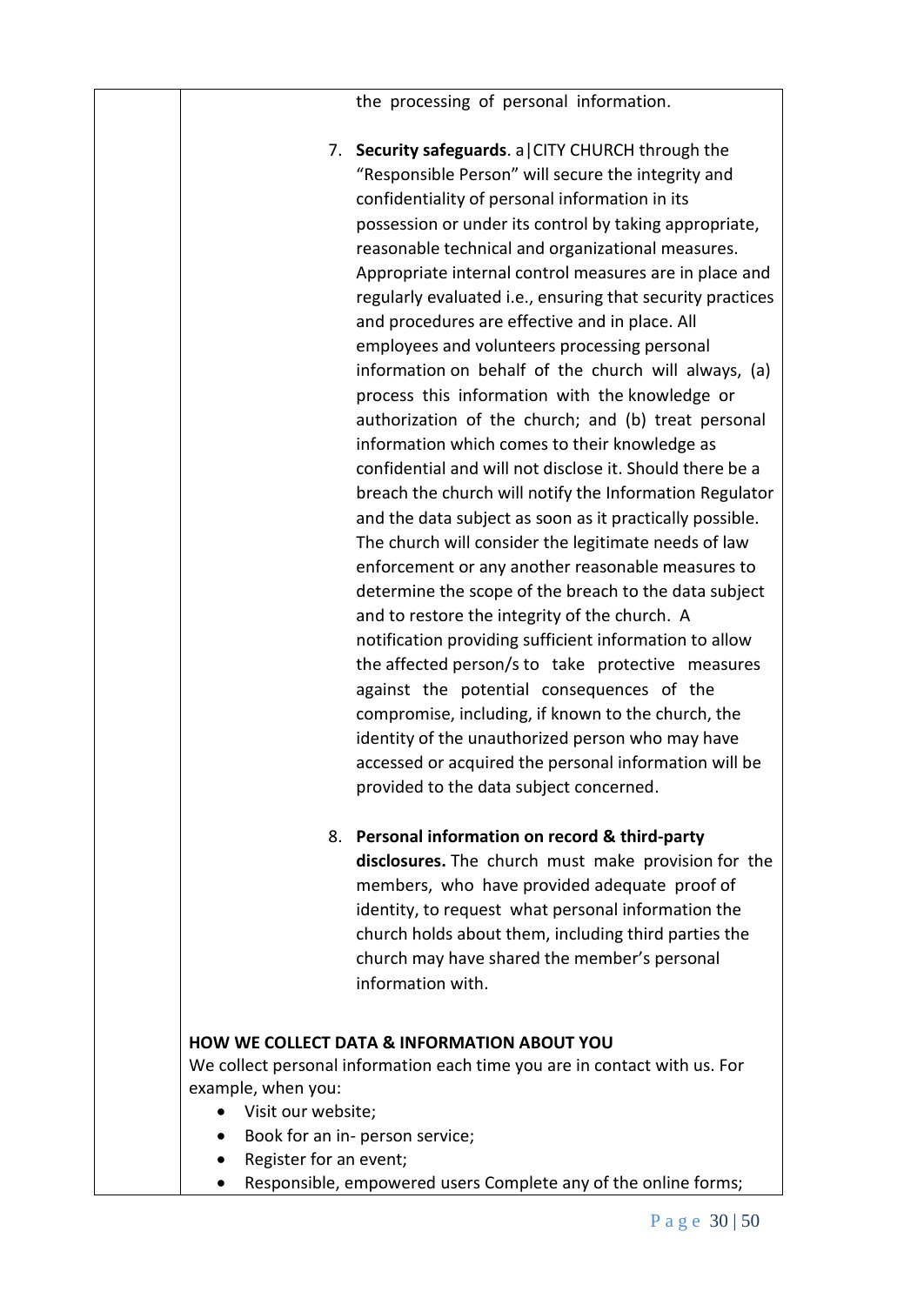the processing of personal information.

7. **Security safeguards**. a|CITY CHURCH through the "Responsible Person" will secure the integrity and confidentiality of personal information in its possession or under its control by taking appropriate, reasonable technical and organizational measures. Appropriate internal control measures are in place and regularly evaluated i.e., ensuring that security practices and procedures are effective and in place. All employees and volunteers processing personal information on behalf of the church will always, (a) process this information with the knowledge or authorization of the church; and (b) treat personal information which comes to their knowledge as confidential and will not disclose it. Should there be a breach the church will notify the Information Regulator and the data subject as soon as it practically possible. The church will consider the legitimate needs of law enforcement or any another reasonable measures to determine the scope of the breach to the data subject and to restore the integrity of the church. A notification providing sufficient information to allow the affected person/s to take protective measures against the potential consequences of the compromise, including, if known to the church, the identity of the unauthorized person who may have accessed or acquired the personal information will be provided to the data subject concerned.

8. **Personal information on record & third-party disclosures.** The church must make provision for the members, who have provided adequate proof of identity, to request what personal information the church holds about them, including third parties the church may have shared the member's personal information with.

**HOW WE COLLECT DATA & INFORMATION ABOUT YOU**

We collect personal information each time you are in contact with us. For example, when you:

- Visit our website;
- Book for an in- person service;
- Register for an event;
- Responsible, empowered users Complete any of the online forms;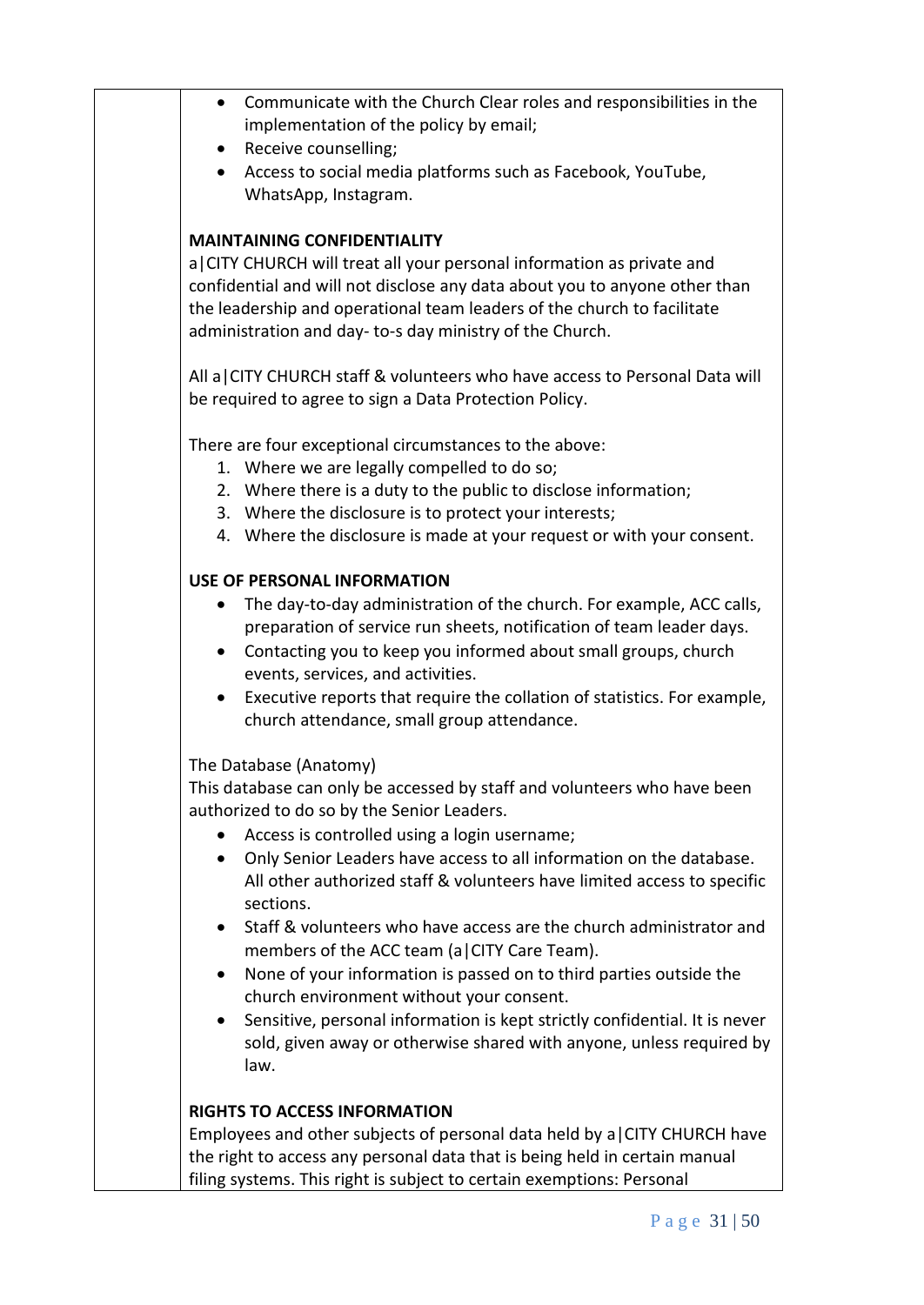- Communicate with the Church Clear roles and responsibilities in the implementation of the policy by email;
- Receive counselling;
- Access to social media platforms such as Facebook, YouTube, WhatsApp, Instagram.

**MAINTAINING CONFIDENTIALITY**

a|CITY CHURCH will treat all your personal information as private and confidential and will not disclose any data about you to anyone other than the leadership and operational team leaders of the church to facilitate administration and day- to-s day ministry of the Church.

All a|CITY CHURCH staff & volunteers who have access to Personal Data will be required to agree to sign a Data Protection Policy.

There are four exceptional circumstances to the above:

1. Where we are legally compelled to do so;
2. Where there is a duty to the public to disclose information;
3. Where the disclosure is to protect your interests;
4. Where the disclosure is made at your request or with your consent.

**USE OF PERSONAL INFORMATION**

- The day-to-day administration of the church. For example, ACC calls, preparation of service run sheets, notification of team leader days.
- Contacting you to keep you informed about small groups, church events, services, and activities.
- Executive reports that require the collation of statistics. For example, church attendance, small group attendance.

The Database (Anatomy)

This database can only be accessed by staff and volunteers who have been authorized to do so by the Senior Leaders.

- Access is controlled using a login username;
- Only Senior Leaders have access to all information on the database. All other authorized staff & volunteers have limited access to specific sections.
- Staff & volunteers who have access are the church administrator and members of the ACC team (a|CITY Care Team).
- None of your information is passed on to third parties outside the church environment without your consent.
- Sensitive, personal information is kept strictly confidential. It is never sold, given away or otherwise shared with anyone, unless required by law.

**RIGHTS TO ACCESS INFORMATION**

Employees and other subjects of personal data held by a|CITY CHURCH have the right to access any personal data that is being held in certain manual filing systems. This right is subject to certain exemptions: Personal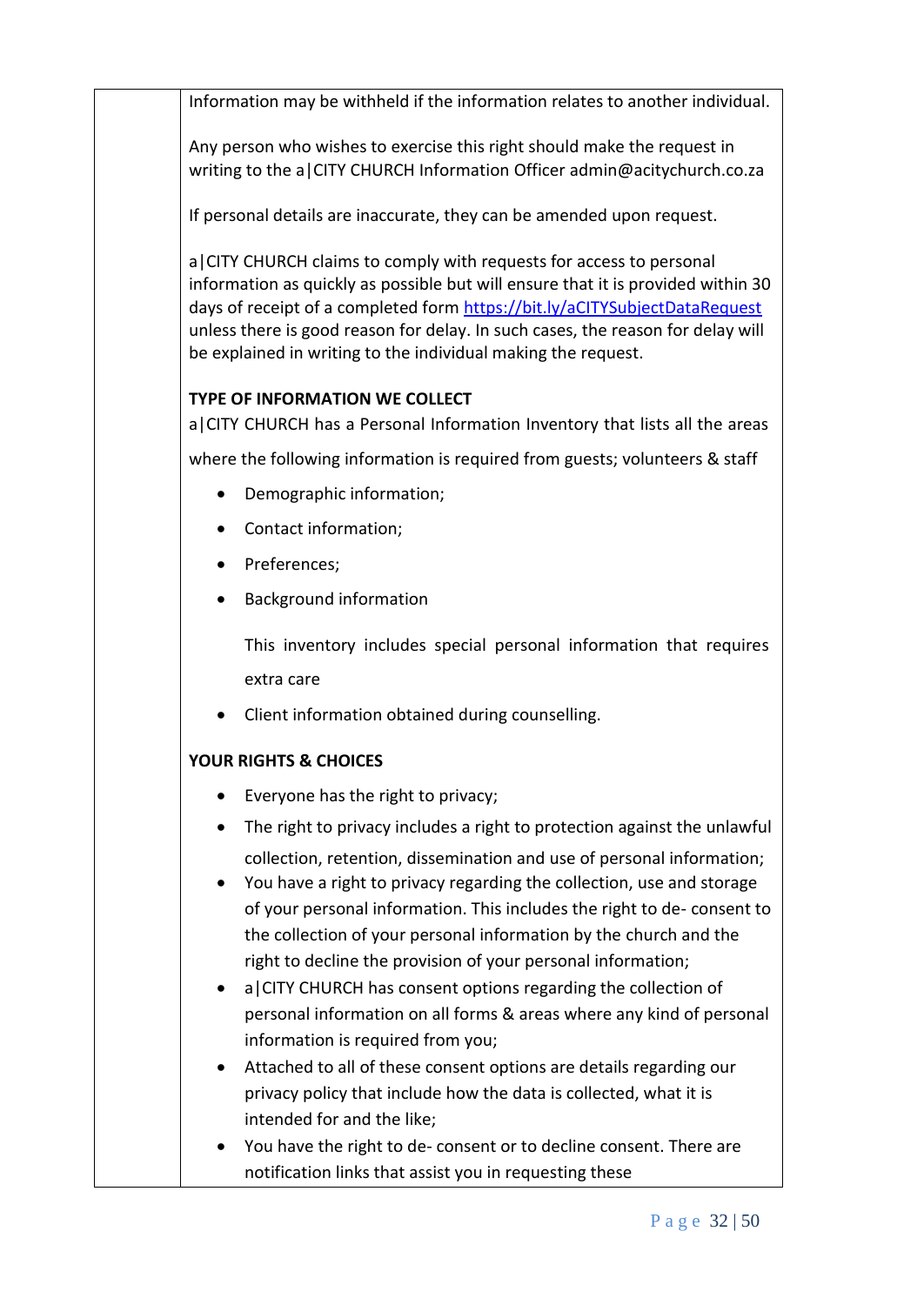Information may be withheld if the information relates to another individual.

Any person who wishes to exercise this right should make the request in writing to the a|CITY CHURCH Information Officer admin@acitychurch.co.za

If personal details are inaccurate, they can be amended upon request.

a|CITY CHURCH claims to comply with requests for access to personal information as quickly as possible but will ensure that it is provided within 30 days of receipt of a completed form [https://bit.ly/aCITYSubjectDataRequest](https://bit.ly/aCITYSubjectDataRequest) unless there is good reason for delay. In such cases, the reason for delay will be explained in writing to the individual making the request.

**TYPE OF INFORMATION WE COLLECT**

a|CITY CHURCH has a Personal Information Inventory that lists all the areas where the following information is required from guests; volunteers & staff

- Demographic information;
- Contact information;
- Preferences;
- Background information

  This inventory includes special personal information that requires extra care

- Client information obtained during counselling.

**YOUR RIGHTS & CHOICES**

- Everyone has the right to privacy;
- The right to privacy includes a right to protection against the unlawful collection, retention, dissemination and use of personal information;
- You have a right to privacy regarding the collection, use and storage of your personal information. This includes the right to de- consent to the collection of your personal information by the church and the right to decline the provision of your personal information;
- a|CITY CHURCH has consent options regarding the collection of personal information on all forms & areas where any kind of personal information is required from you;
- Attached to all of these consent options are details regarding our privacy policy that include how the data is collected, what it is intended for and the like;
- You have the right to de- consent or to decline consent. There are notification links that assist you in requesting these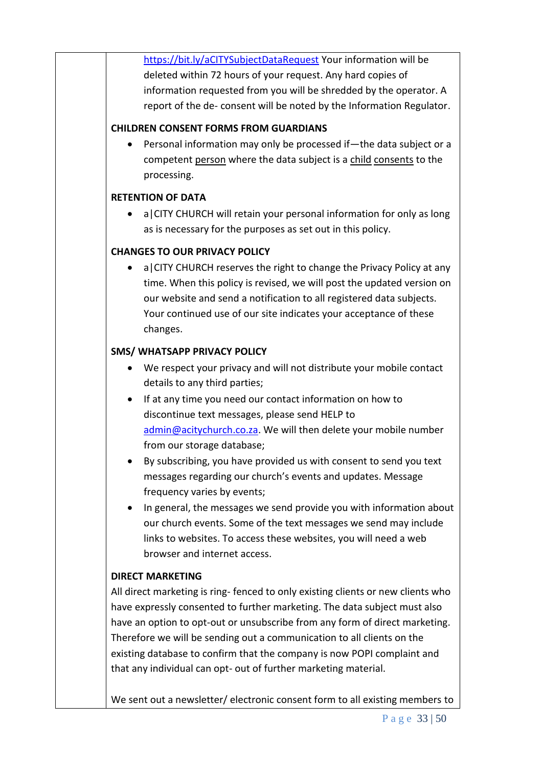https://bit.ly/aCITYSubjectDataRequest Your information will be deleted within 72 hours of your request. Any hard copies of information requested from you will be shredded by the operator. A report of the de- consent will be noted by the Information Regulator.

**CHILDREN CONSENT FORMS FROM GUARDIANS**

- Personal information may only be processed if—the data subject or a competent person where the data subject is a child consents to the processing.

**RETENTION OF DATA**

- a|CITY CHURCH will retain your personal information for only as long as is necessary for the purposes as set out in this policy.

**CHANGES TO OUR PRIVACY POLICY**

- a|CITY CHURCH reserves the right to change the Privacy Policy at any time. When this policy is revised, we will post the updated version on our website and send a notification to all registered data subjects. Your continued use of our site indicates your acceptance of these changes.

**SMS/ WHATSAPP PRIVACY POLICY**

- We respect your privacy and will not distribute your mobile contact details to any third parties;
- If at any time you need our contact information on how to discontinue text messages, please send HELP to admin@acitychurch.co.za. We will then delete your mobile number from our storage database;
- By subscribing, you have provided us with consent to send you text messages regarding our church's events and updates. Message frequency varies by events;
- In general, the messages we send provide you with information about our church events. Some of the text messages we send may include links to websites. To access these websites, you will need a web browser and internet access.

**DIRECT MARKETING**

All direct marketing is ring- fenced to only existing clients or new clients who have expressly consented to further marketing. The data subject must also have an option to opt-out or unsubscribe from any form of direct marketing. Therefore we will be sending out a communication to all clients on the existing database to confirm that the company is now POPI complaint and that any individual can opt- out of further marketing material.

We sent out a newsletter/ electronic consent form to all existing members to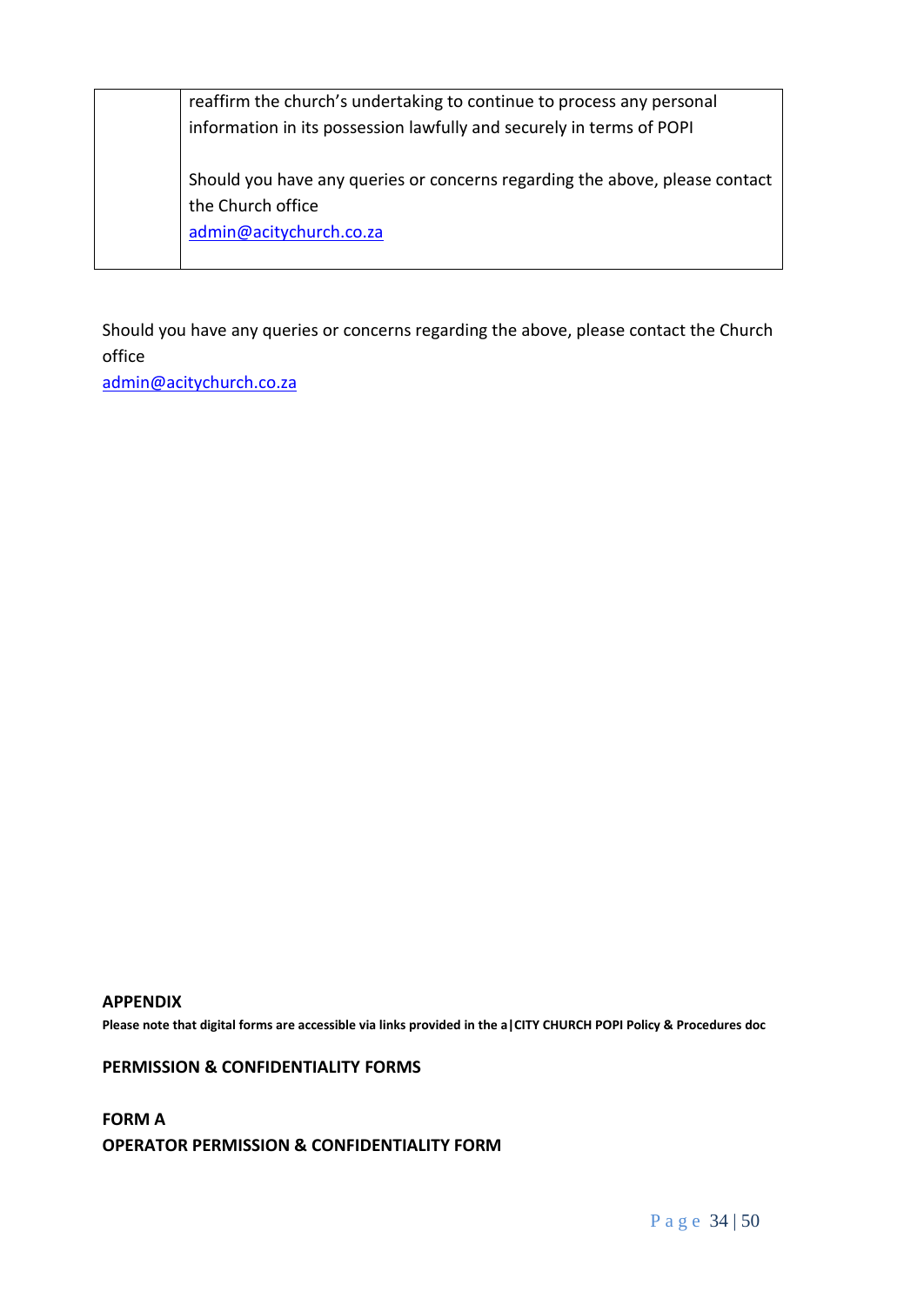|  | reaffirm the church's undertaking to continue to process any personal information in its possession lawfully and securely in terms of POPI<br><br>Should you have any queries or concerns regarding the above, please contact the Church office<br>admin@acitychurch.co.za |
| --- | --- |

Should you have any queries or concerns regarding the above, please contact the Church office
admin@acitychurch.co.za

**APPENDIX**

**Please note that digital forms are accessible via links provided in the a|CITY CHURCH POPI Policy & Procedures doc**

**PERMISSION & CONFIDENTIALITY FORMS**

**FORM A**
**OPERATOR PERMISSION & CONFIDENTIALITY FORM**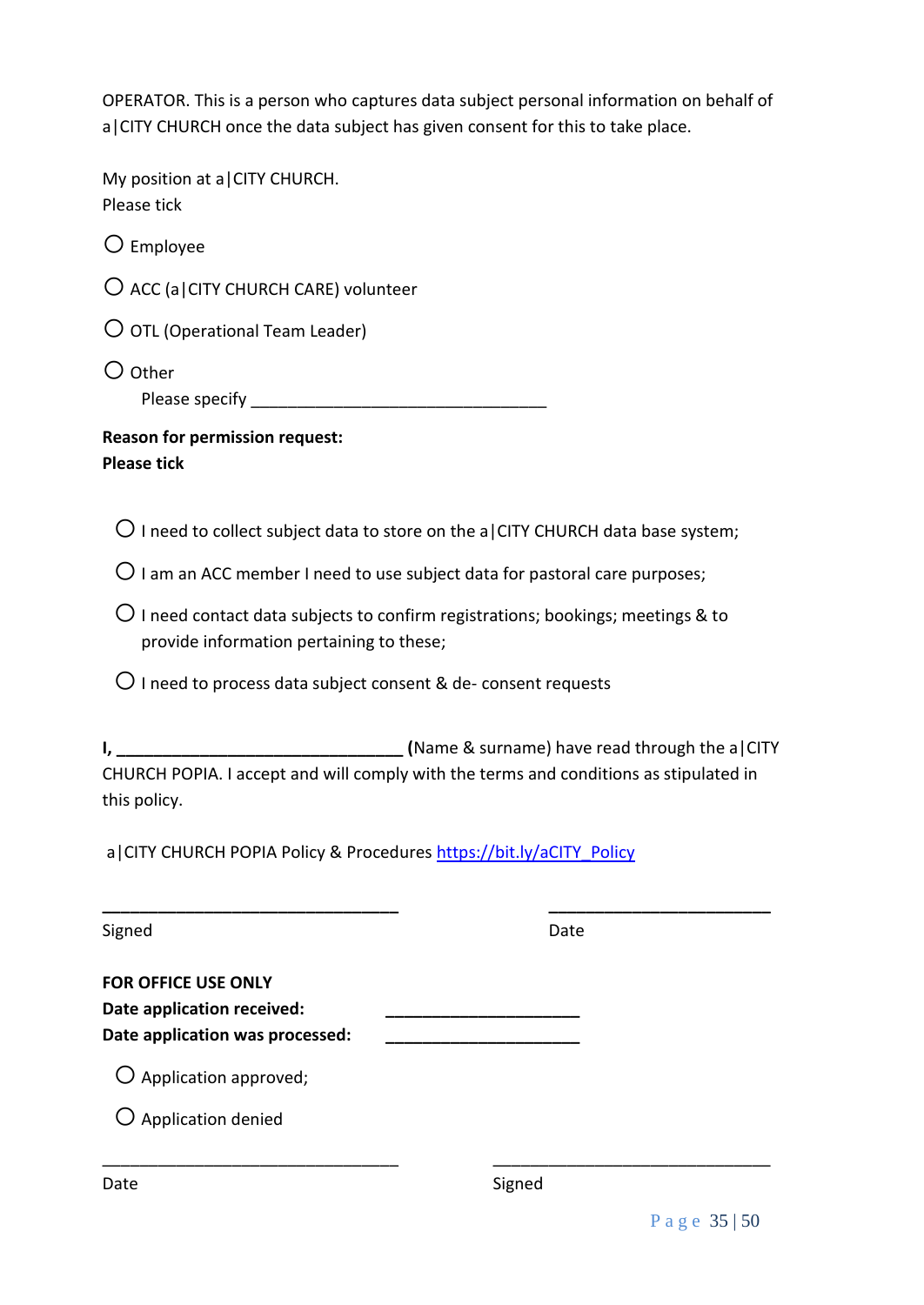OPERATOR. This is a person who captures data subject personal information on behalf of a|CITY CHURCH once the data subject has given consent for this to take place.

My position at a|CITY CHURCH.
Please tick

○ Employee

○ ACC (a|CITY CHURCH CARE) volunteer

○ OTL (Operational Team Leader)

○ Other
Please specify ________________________________

**Reason for permission request:**
**Please tick**

○ I need to collect subject data to store on the a|CITY CHURCH data base system;

○ I am an ACC member I need to use subject data for pastoral care purposes;

○ I need contact data subjects to confirm registrations; bookings; meetings & to provide information pertaining to these;

○ I need to process data subject consent & de- consent requests

**I, ________________________________** (Name & surname) have read through the a|CITY CHURCH POPIA. I accept and will comply with the terms and conditions as stipulated in this policy.

a|CITY CHURCH POPIA Policy & Procedures [https://bit.ly/aCITY_Policy](https://bit.ly/aCITY_Policy)

________________________________ ________________________
Signed Date

**FOR OFFICE USE ONLY**
**Date application received:** ______________________
**Date application was processed:** ______________________

○ Application approved;

○ Application denied

________________________________ ________________________________
Date Signed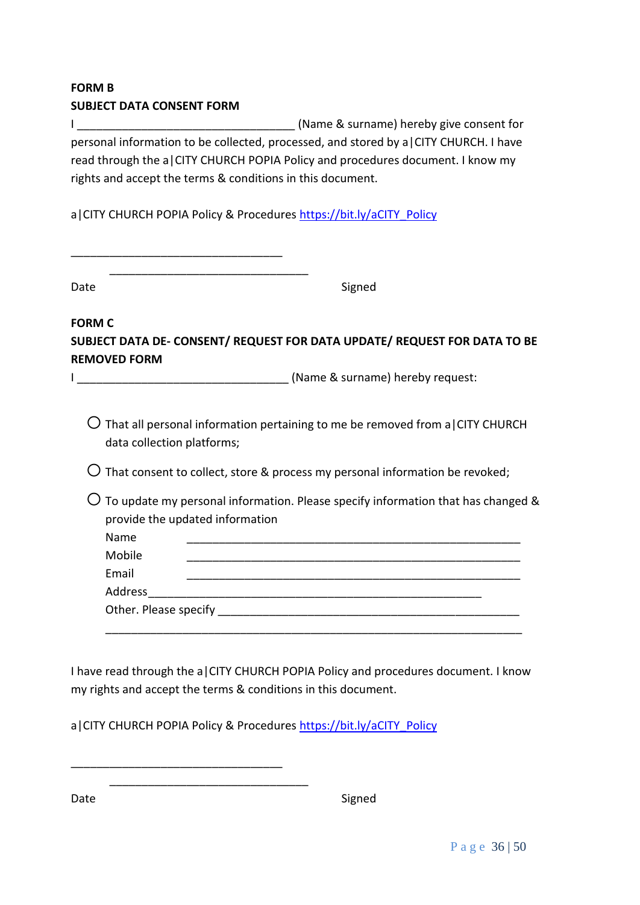**FORM B**

**SUBJECT DATA CONSENT FORM**

I __________________________________ (Name & surname) hereby give consent for personal information to be collected, processed, and stored by a|CITY CHURCH. I have read through the a|CITY CHURCH POPIA Policy and procedures document. I know my rights and accept the terms & conditions in this document.

a|CITY CHURCH POPIA Policy & Procedures [https://bit.ly/aCITY_Policy](https://bit.ly/aCITY_Policy)

__________________________________

________________________________

Date Signed

**FORM C**

**SUBJECT DATA DE- CONSENT/ REQUEST FOR DATA UPDATE/ REQUEST FOR DATA TO BE REMOVED FORM**

I _________________________________ (Name & surname) hereby request:

- ○ That all personal information pertaining to me be removed from a|CITY CHURCH data collection platforms;
- ○ That consent to collect, store & process my personal information be revoked;
- ○ To update my personal information. Please specify information that has changed & provide the updated information

  Name _____________________________________________________

  Mobile _____________________________________________________

  Email _____________________________________________________

  Address_____________________________________________________

  Other. Please specify _______________________________________________

  __________________________________________________________________

I have read through the a|CITY CHURCH POPIA Policy and procedures document. I know my rights and accept the terms & conditions in this document.

a|CITY CHURCH POPIA Policy & Procedures [https://bit.ly/aCITY_Policy](https://bit.ly/aCITY_Policy)

__________________________________

________________________________

Date Signed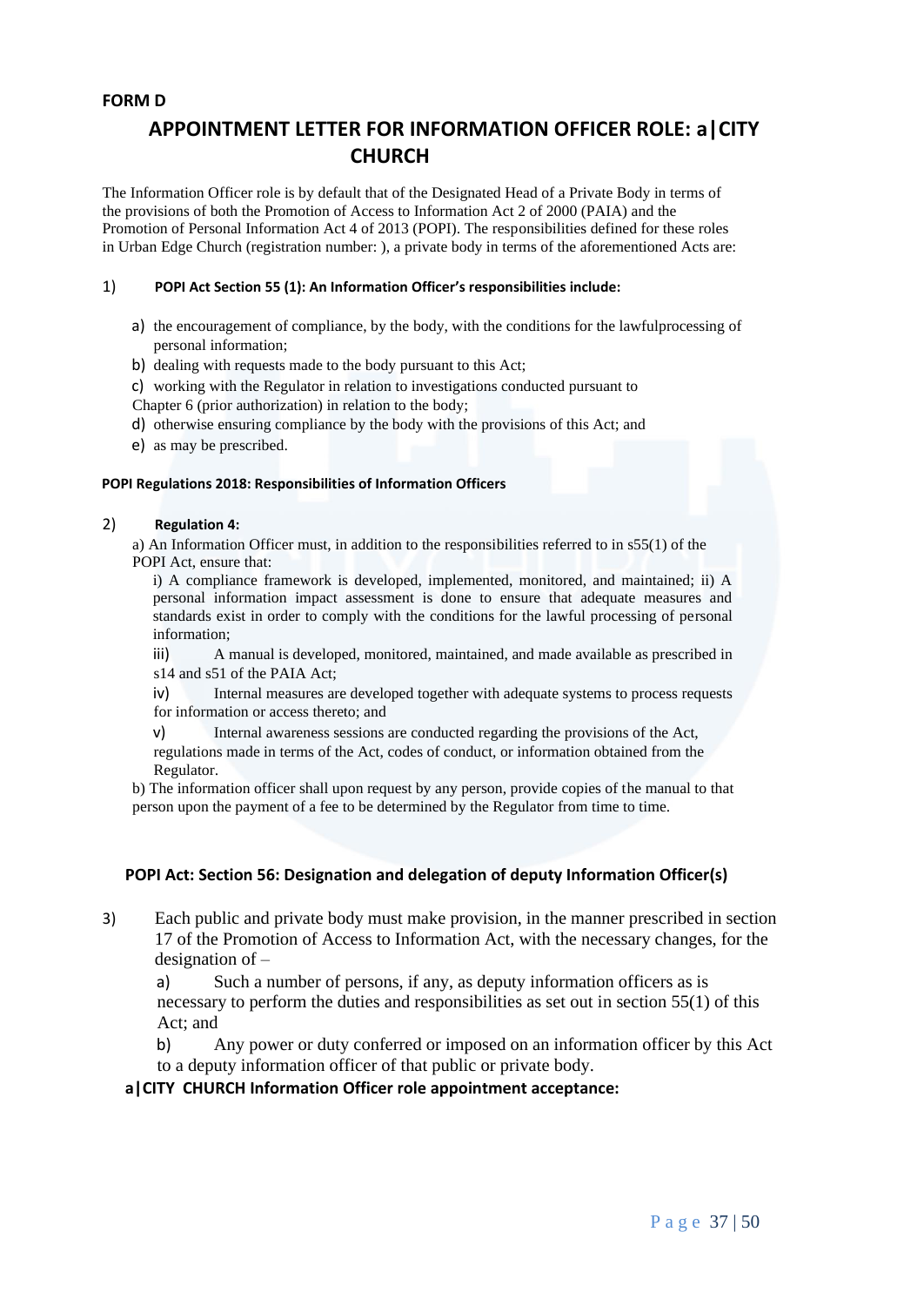**FORM D**

# APPOINTMENT LETTER FOR INFORMATION OFFICER ROLE: a|CITY CHURCH

The Information Officer role is by default that of the Designated Head of a Private Body in terms of the provisions of both the Promotion of Access to Information Act 2 of 2000 (PAIA) and the Promotion of Personal Information Act 4 of 2013 (POPI). The responsibilities defined for these roles in Urban Edge Church (registration number: ), a private body in terms of the aforementioned Acts are:

1) **POPI Act Section 55 (1): An Information Officer's responsibilities include:**

   a) the encouragement of compliance, by the body, with the conditions for the lawfulprocessing of personal information;
   
   b) dealing with requests made to the body pursuant to this Act;
   
   c) working with the Regulator in relation to investigations conducted pursuant to Chapter 6 (prior authorization) in relation to the body;
   
   d) otherwise ensuring compliance by the body with the provisions of this Act; and
   
   e) as may be prescribed.

**POPI Regulations 2018: Responsibilities of Information Officers**

2) **Regulation 4:**

   a) An Information Officer must, in addition to the responsibilities referred to in s55(1) of the POPI Act, ensure that:
   
   i) A compliance framework is developed, implemented, monitored, and maintained; ii) A personal information impact assessment is done to ensure that adequate measures and standards exist in order to comply with the conditions for the lawful processing of personal information;
   
   iii) A manual is developed, monitored, maintained, and made available as prescribed in s14 and s51 of the PAIA Act;
   
   iv) Internal measures are developed together with adequate systems to process requests for information or access thereto; and
   
   v) Internal awareness sessions are conducted regarding the provisions of the Act, regulations made in terms of the Act, codes of conduct, or information obtained from the Regulator.
   
   b) The information officer shall upon request by any person, provide copies of the manual to that person upon the payment of a fee to be determined by the Regulator from time to time.

**POPI Act: Section 56: Designation and delegation of deputy Information Officer(s)**

3) Each public and private body must make provision, in the manner prescribed in section 17 of the Promotion of Access to Information Act, with the necessary changes, for the designation of –

   a) Such a number of persons, if any, as deputy information officers as is necessary to perform the duties and responsibilities as set out in section 55(1) of this Act; and
   
   b) Any power or duty conferred or imposed on an information officer by this Act to a deputy information officer of that public or private body.

**a|CITY CHURCH Information Officer role appointment acceptance:**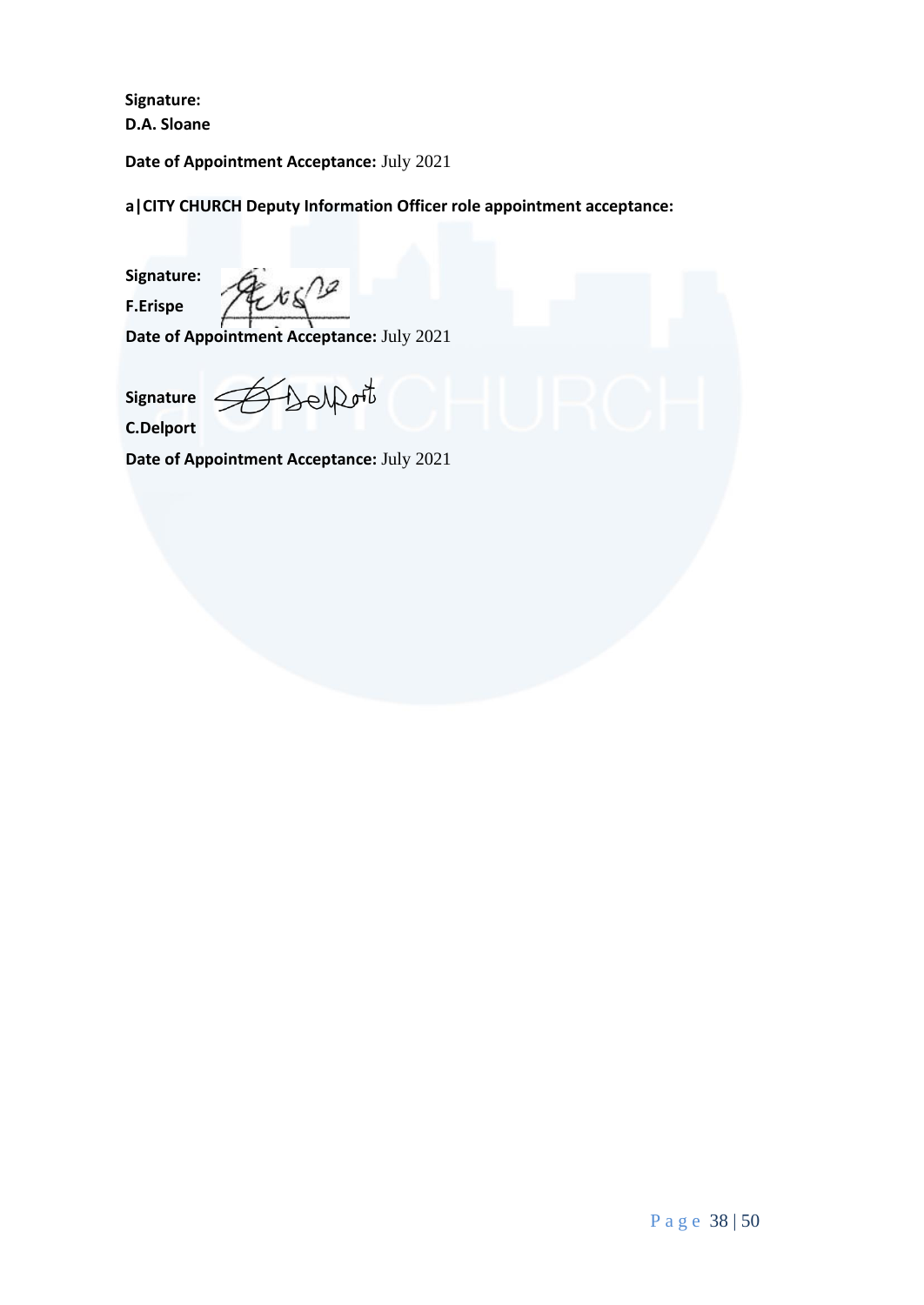**Signature:**
**D.A. Sloane**

**Date of Appointment Acceptance:** July 2021

**a|CITY CHURCH Deputy Information Officer role appointment acceptance:**

**Signature:**
**F.Erispe**

**Date of Appointment Acceptance:** July 2021

**Signature**
**C.Delport**

**Date of Appointment Acceptance:** July 2021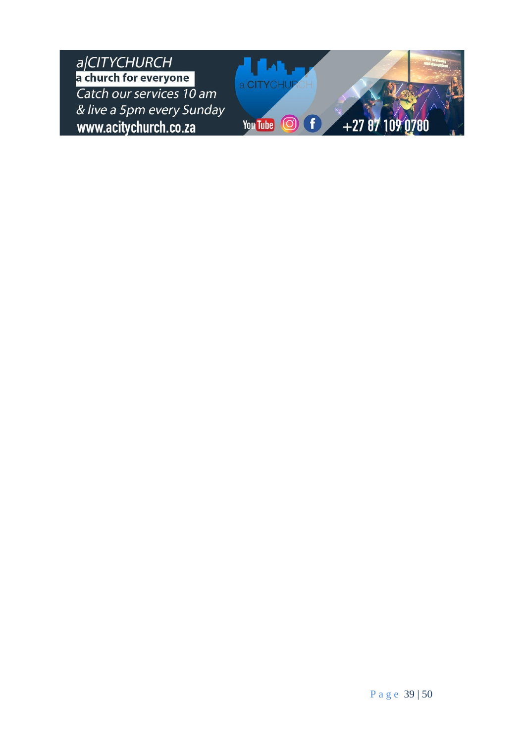a|CITYCHURCH

**a church for everyone**

*Catch our services 10 am*
*& live a 5pm every Sunday*

**www.acitychurch.co.za**

+27 87 109 0780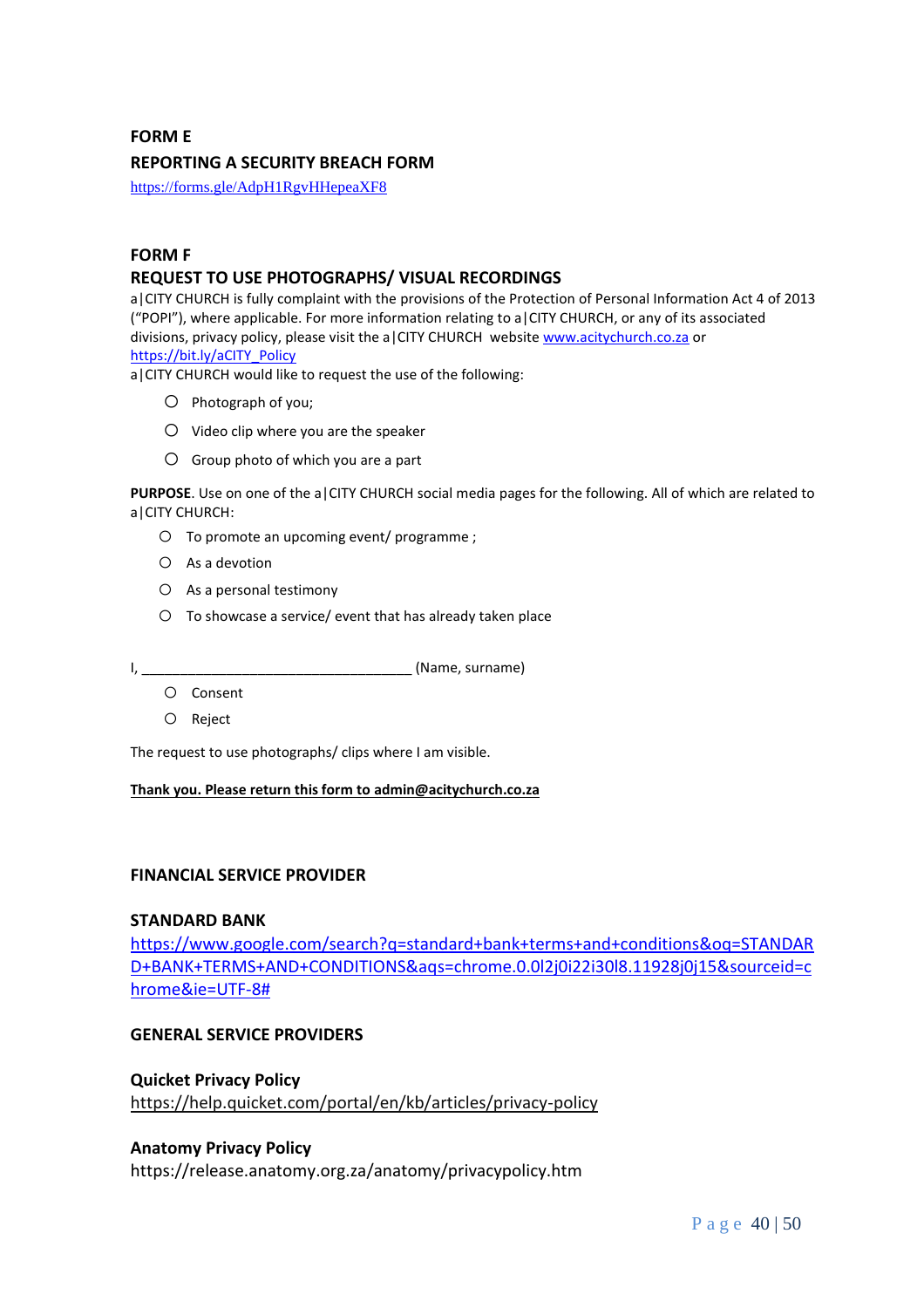**FORM E**

**REPORTING A SECURITY BREACH FORM**

https://forms.gle/AdpH1RgvHHepeaXF8

**FORM F**

**REQUEST TO USE PHOTOGRAPHS/ VISUAL RECORDINGS**

a|CITY CHURCH is fully complaint with the provisions of the Protection of Personal Information Act 4 of 2013 ("POPI"), where applicable. For more information relating to a|CITY CHURCH, or any of its associated divisions, privacy policy, please visit the a|CITY CHURCH website www.acitychurch.co.za or https://bit.ly/aCITY_Policy

a|CITY CHURCH would like to request the use of the following:

- ○ Photograph of you;
- ○ Video clip where you are the speaker
- ○ Group photo of which you are a part

**PURPOSE**. Use on one of the a|CITY CHURCH social media pages for the following. All of which are related to a|CITY CHURCH:

- ○ To promote an upcoming event/ programme ;
- ○ As a devotion
- ○ As a personal testimony
- ○ To showcase a service/ event that has already taken place

I, ___________________________________ (Name, surname)

- ○ Consent
- ○ Reject

The request to use photographs/ clips where I am visible.

**Thank you. Please return this form to admin@acitychurch.co.za**

**FINANCIAL SERVICE PROVIDER**

**STANDARD BANK**

https://www.google.com/search?q=standard+bank+terms+and+conditions&oq=STANDARD+BANK+TERMS+AND+CONDITIONS&aqs=chrome.0.0l2j0i22i30l8.11928j0j15&sourceid=chrome&ie=UTF-8#

**GENERAL SERVICE PROVIDERS**

**Quicket Privacy Policy**

https://help.quicket.com/portal/en/kb/articles/privacy-policy

**Anatomy Privacy Policy**

https://release.anatomy.org.za/anatomy/privacypolicy.htm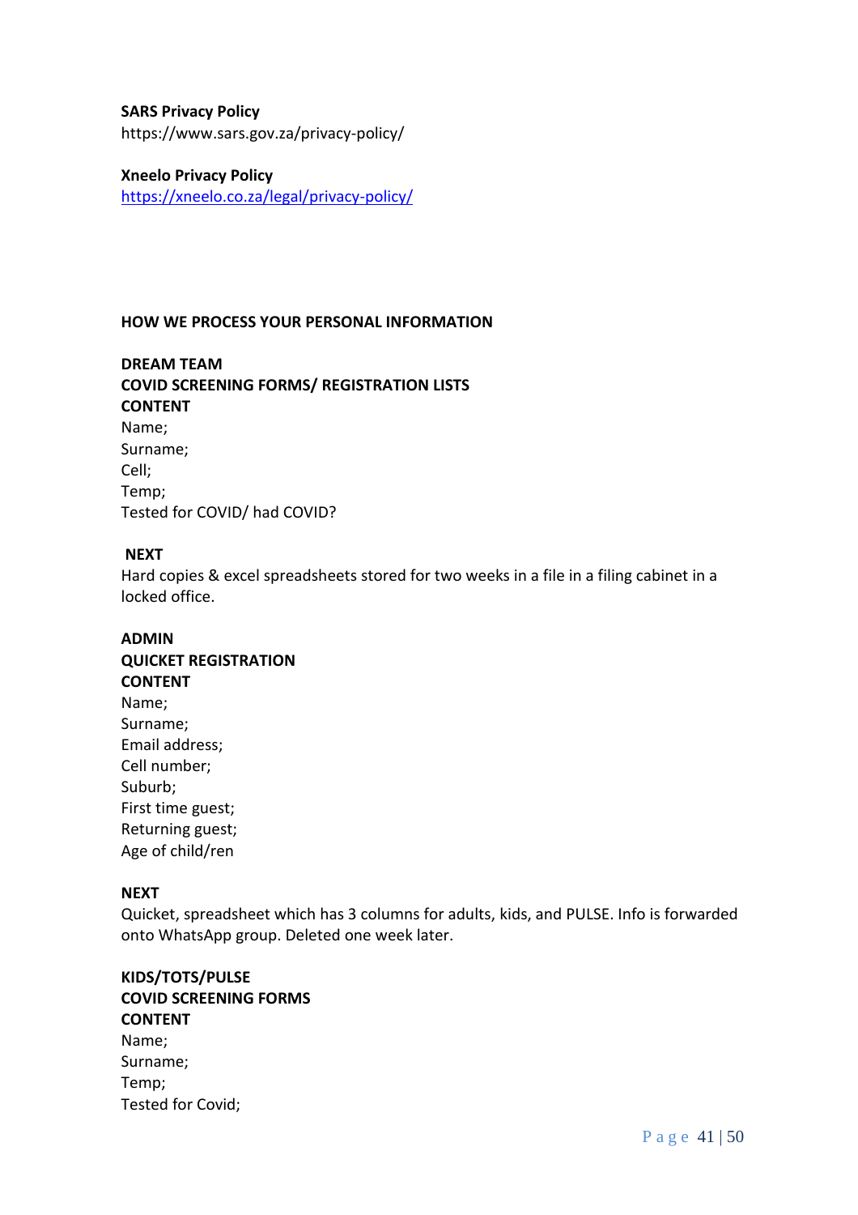**SARS Privacy Policy**
https://www.sars.gov.za/privacy-policy/

**Xneelo Privacy Policy**
https://xneelo.co.za/legal/privacy-policy/

**HOW WE PROCESS YOUR PERSONAL INFORMATION**

**DREAM TEAM**
**COVID SCREENING FORMS/ REGISTRATION LISTS**
**CONTENT**
Name;
Surname;
Cell;
Temp;
Tested for COVID/ had COVID?

**NEXT**
Hard copies & excel spreadsheets stored for two weeks in a file in a filing cabinet in a locked office.

**ADMIN**
**QUICKET REGISTRATION**
**CONTENT**
Name;
Surname;
Email address;
Cell number;
Suburb;
First time guest;
Returning guest;
Age of child/ren

**NEXT**
Quicket, spreadsheet which has 3 columns for adults, kids, and PULSE. Info is forwarded onto WhatsApp group. Deleted one week later.

**KIDS/TOTS/PULSE**
**COVID SCREENING FORMS**
**CONTENT**
Name;
Surname;
Temp;
Tested for Covid;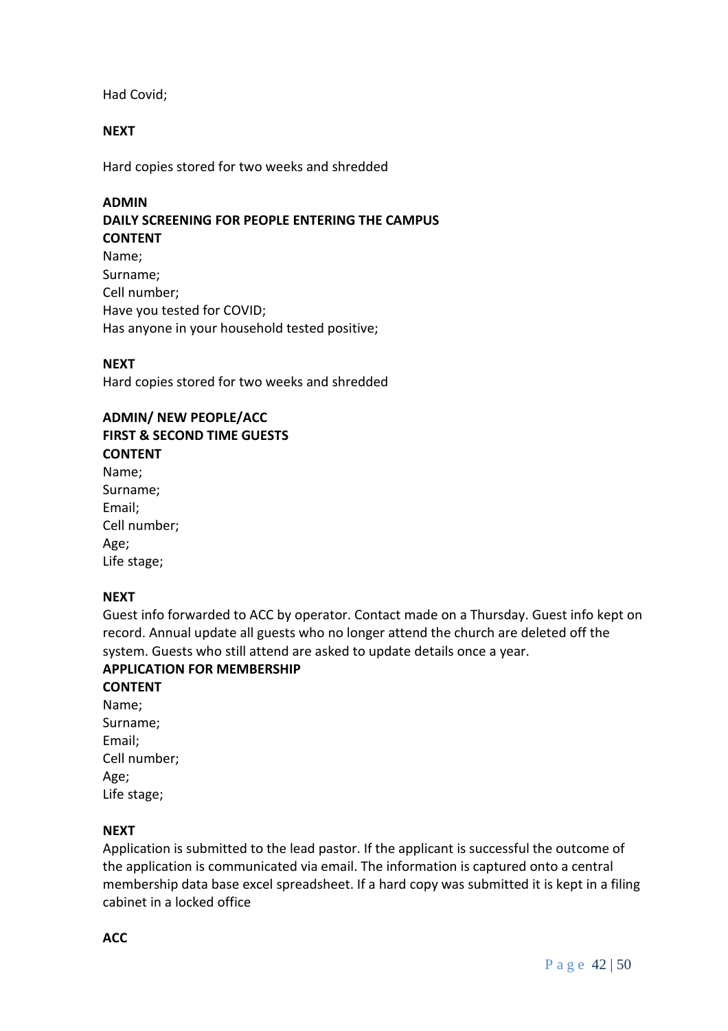Had Covid;

**NEXT**

Hard copies stored for two weeks and shredded

**ADMIN**
**DAILY SCREENING FOR PEOPLE ENTERING THE CAMPUS**
**CONTENT**
Name;
Surname;
Cell number;
Have you tested for COVID;
Has anyone in your household tested positive;

**NEXT**
Hard copies stored for two weeks and shredded

**ADMIN/ NEW PEOPLE/ACC**
**FIRST & SECOND TIME GUESTS**
**CONTENT**
Name;
Surname;
Email;
Cell number;
Age;
Life stage;

**NEXT**
Guest info forwarded to ACC by operator. Contact made on a Thursday. Guest info kept on record. Annual update all guests who no longer attend the church are deleted off the system. Guests who still attend are asked to update details once a year.
**APPLICATION FOR MEMBERSHIP**
**CONTENT**
Name;
Surname;
Email;
Cell number;
Age;
Life stage;

**NEXT**
Application is submitted to the lead pastor. If the applicant is successful the outcome of the application is communicated via email. The information is captured onto a central membership data base excel spreadsheet. If a hard copy was submitted it is kept in a filing cabinet in a locked office

**ACC**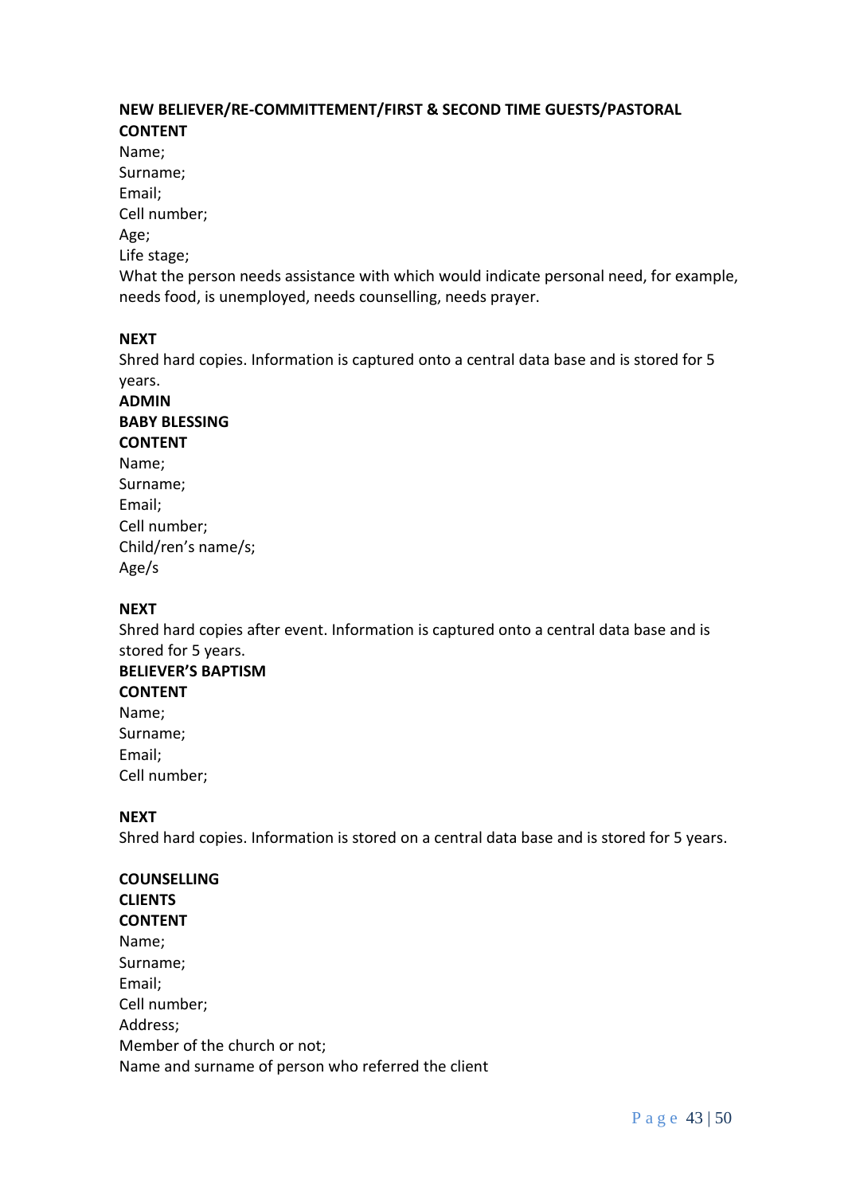**NEW BELIEVER/RE-COMMITTEMENT/FIRST & SECOND TIME GUESTS/PASTORAL**

**CONTENT**

Name;
Surname;
Email;
Cell number;
Age;
Life stage;
What the person needs assistance with which would indicate personal need, for example, needs food, is unemployed, needs counselling, needs prayer.

**NEXT**

Shred hard copies. Information is captured onto a central data base and is stored for 5 years.

**ADMIN**

**BABY BLESSING**

**CONTENT**

Name;
Surname;
Email;
Cell number;
Child/ren's name/s;
Age/s

**NEXT**

Shred hard copies after event. Information is captured onto a central data base and is stored for 5 years.

**BELIEVER'S BAPTISM**

**CONTENT**

Name;
Surname;
Email;
Cell number;

**NEXT**

Shred hard copies. Information is stored on a central data base and is stored for 5 years.

**COUNSELLING**

**CLIENTS**

**CONTENT**

Name;
Surname;
Email;
Cell number;
Address;
Member of the church or not;
Name and surname of person who referred the client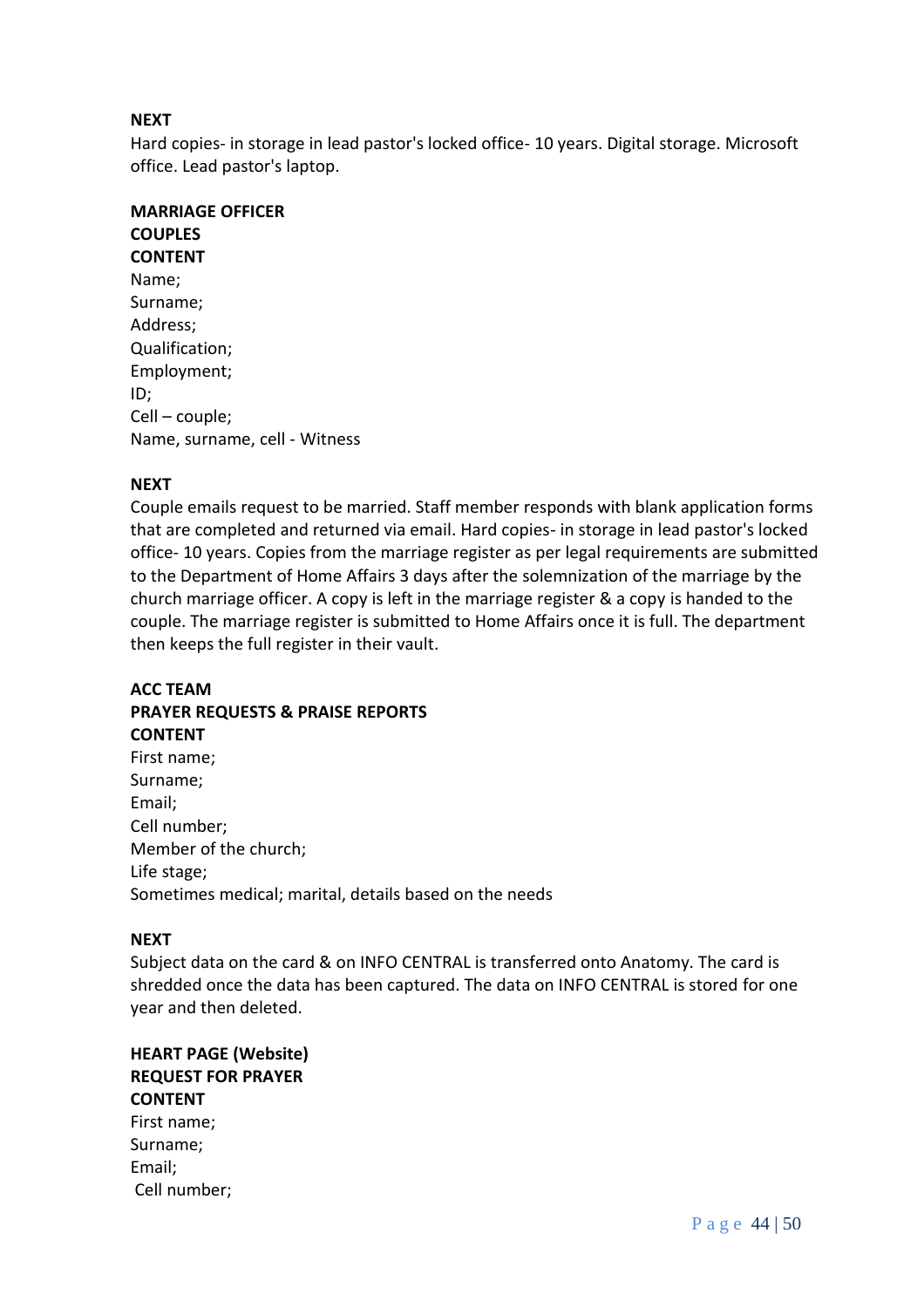**NEXT**

Hard copies- in storage in lead pastor's locked office- 10 years. Digital storage. Microsoft office. Lead pastor's laptop.

**MARRIAGE OFFICER**
**COUPLES**
**CONTENT**

Name;
Surname;
Address;
Qualification;
Employment;
ID;
Cell – couple;
Name, surname, cell - Witness

**NEXT**

Couple emails request to be married. Staff member responds with blank application forms that are completed and returned via email. Hard copies- in storage in lead pastor's locked office- 10 years. Copies from the marriage register as per legal requirements are submitted to the Department of Home Affairs 3 days after the solemnization of the marriage by the church marriage officer. A copy is left in the marriage register & a copy is handed to the couple. The marriage register is submitted to Home Affairs once it is full. The department then keeps the full register in their vault.

**ACC TEAM**
**PRAYER REQUESTS & PRAISE REPORTS**
**CONTENT**

First name;
Surname;
Email;
Cell number;
Member of the church;
Life stage;
Sometimes medical; marital, details based on the needs

**NEXT**

Subject data on the card & on INFO CENTRAL is transferred onto Anatomy. The card is shredded once the data has been captured. The data on INFO CENTRAL is stored for one year and then deleted.

**HEART PAGE (Website)**
**REQUEST FOR PRAYER**
**CONTENT**

First name;
Surname;
Email;
Cell number;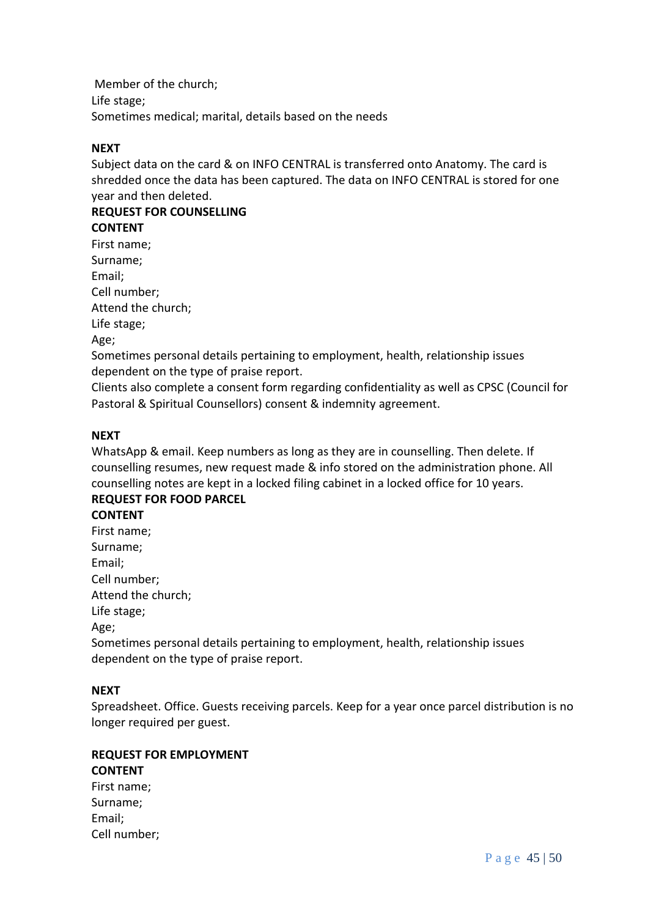Member of the church;
Life stage;
Sometimes medical; marital, details based on the needs

**NEXT**

Subject data on the card & on INFO CENTRAL is transferred onto Anatomy. The card is shredded once the data has been captured. The data on INFO CENTRAL is stored for one year and then deleted.

**REQUEST FOR COUNSELLING**

**CONTENT**

First name;
Surname;
Email;
Cell number;
Attend the church;
Life stage;
Age;
Sometimes personal details pertaining to employment, health, relationship issues dependent on the type of praise report.
Clients also complete a consent form regarding confidentiality as well as CPSC (Council for Pastoral & Spiritual Counsellors) consent & indemnity agreement.

**NEXT**

WhatsApp & email. Keep numbers as long as they are in counselling. Then delete. If counselling resumes, new request made & info stored on the administration phone. All counselling notes are kept in a locked filing cabinet in a locked office for 10 years.

**REQUEST FOR FOOD PARCEL**

**CONTENT**

First name;
Surname;
Email;
Cell number;
Attend the church;
Life stage;
Age;
Sometimes personal details pertaining to employment, health, relationship issues dependent on the type of praise report.

**NEXT**

Spreadsheet. Office. Guests receiving parcels. Keep for a year once parcel distribution is no longer required per guest.

**REQUEST FOR EMPLOYMENT**

**CONTENT**

First name;
Surname;
Email;
Cell number;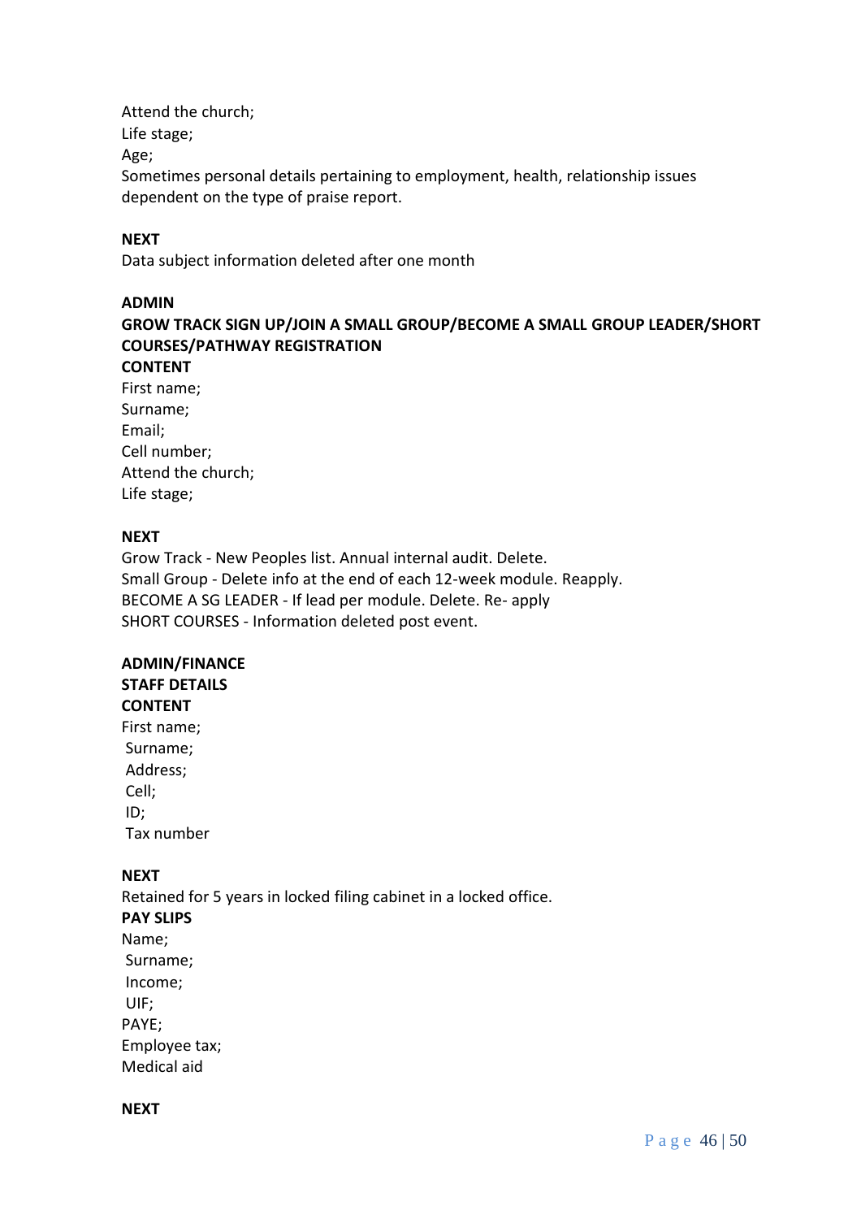Attend the church;  
Life stage;  
Age;  
Sometimes personal details pertaining to employment, health, relationship issues dependent on the type of praise report.

**NEXT**  
Data subject information deleted after one month

**ADMIN**  
**GROW TRACK SIGN UP/JOIN A SMALL GROUP/BECOME A SMALL GROUP LEADER/SHORT COURSES/PATHWAY REGISTRATION**  
**CONTENT**  
First name;  
Surname;  
Email;  
Cell number;  
Attend the church;  
Life stage;

**NEXT**  
Grow Track - New Peoples list. Annual internal audit. Delete.  
Small Group - Delete info at the end of each 12-week module. Reapply.  
BECOME A SG LEADER - If lead per module. Delete. Re- apply  
SHORT COURSES - Information deleted post event.

**ADMIN/FINANCE**  
**STAFF DETAILS**  
**CONTENT**  
First name;  
Surname;  
Address;  
Cell;  
ID;  
Tax number

**NEXT**  
Retained for 5 years in locked filing cabinet in a locked office.  
**PAY SLIPS**  
Name;  
Surname;  
Income;  
UIF;  
PAYE;  
Employee tax;  
Medical aid

**NEXT**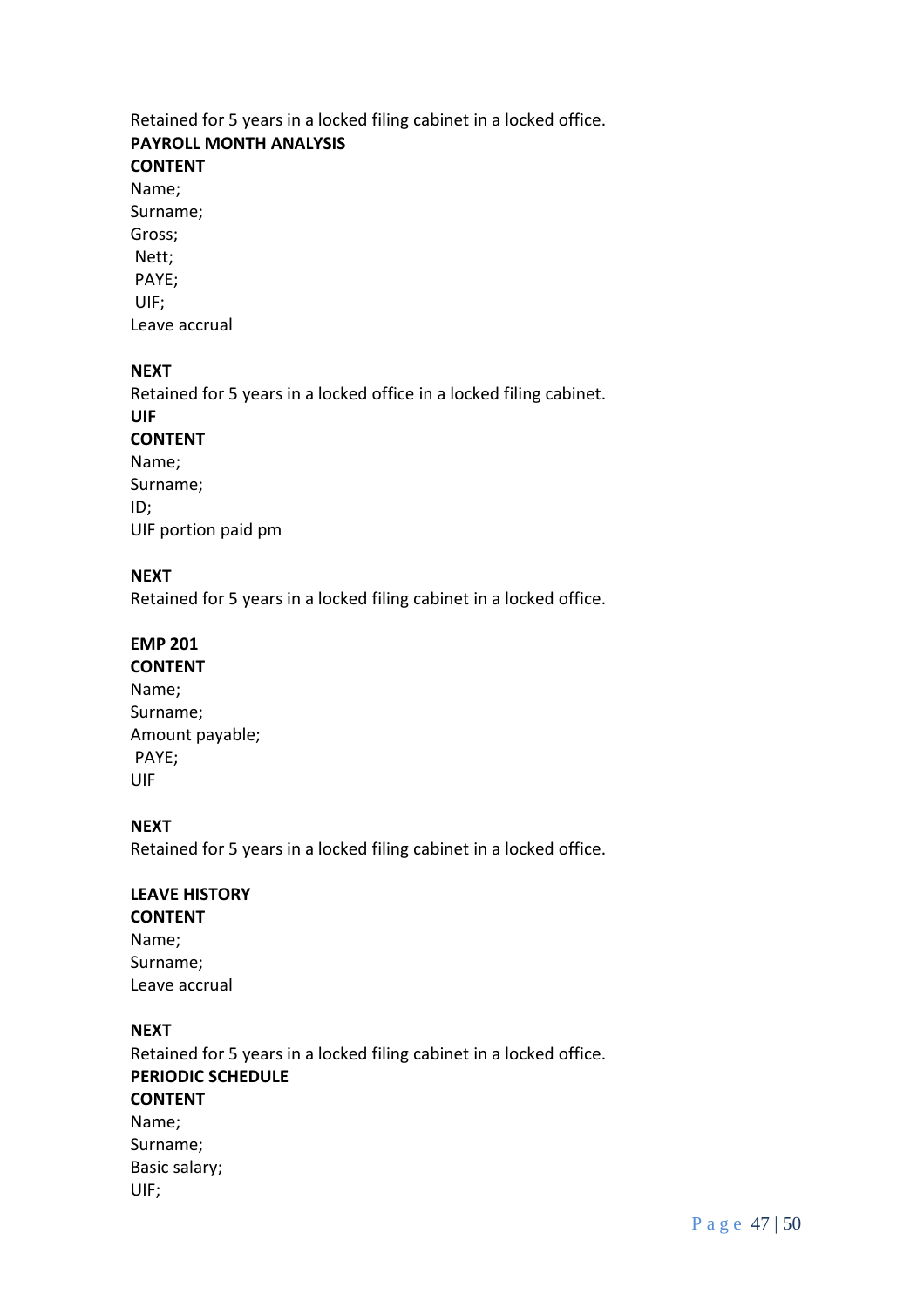Retained for 5 years in a locked filing cabinet in a locked office.

**PAYROLL MONTH ANALYSIS**

**CONTENT**

Name;
Surname;
Gross;
Nett;
PAYE;
UIF;
Leave accrual

**NEXT**

Retained for 5 years in a locked office in a locked filing cabinet.

**UIF**

**CONTENT**

Name;
Surname;
ID;
UIF portion paid pm

**NEXT**

Retained for 5 years in a locked filing cabinet in a locked office.

**EMP 201**

**CONTENT**

Name;
Surname;
Amount payable;
PAYE;
UIF

**NEXT**

Retained for 5 years in a locked filing cabinet in a locked office.

**LEAVE HISTORY**

**CONTENT**

Name;
Surname;
Leave accrual

**NEXT**

Retained for 5 years in a locked filing cabinet in a locked office.

**PERIODIC SCHEDULE**

**CONTENT**

Name;
Surname;
Basic salary;
UIF;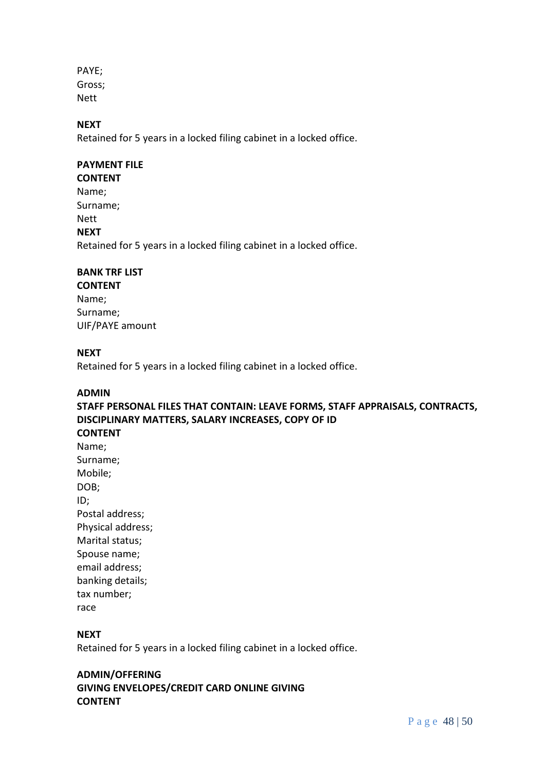PAYE;
Gross;
Nett

**NEXT**
Retained for 5 years in a locked filing cabinet in a locked office.

**PAYMENT FILE**
**CONTENT**
Name;
Surname;
Nett
**NEXT**
Retained for 5 years in a locked filing cabinet in a locked office.

**BANK TRF LIST**
**CONTENT**
Name;
Surname;
UIF/PAYE amount

**NEXT**
Retained for 5 years in a locked filing cabinet in a locked office.

**ADMIN**
**STAFF PERSONAL FILES THAT CONTAIN: LEAVE FORMS, STAFF APPRAISALS, CONTRACTS, DISCIPLINARY MATTERS, SALARY INCREASES, COPY OF ID**
**CONTENT**
Name;
Surname;
Mobile;
DOB;
ID;
Postal address;
Physical address;
Marital status;
Spouse name;
email address;
banking details;
tax number;
race

**NEXT**
Retained for 5 years in a locked filing cabinet in a locked office.

**ADMIN/OFFERING**
**GIVING ENVELOPES/CREDIT CARD ONLINE GIVING**
**CONTENT**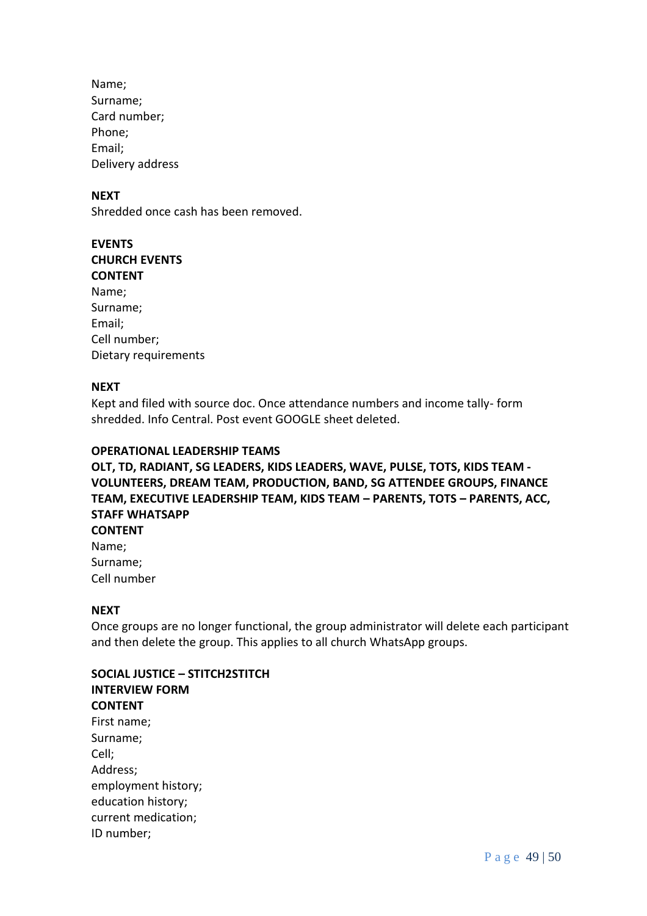Name;
Surname;
Card number;
Phone;
Email;
Delivery address

**NEXT**
Shredded once cash has been removed.

**EVENTS**
**CHURCH EVENTS**
**CONTENT**
Name;
Surname;
Email;
Cell number;
Dietary requirements

**NEXT**
Kept and filed with source doc. Once attendance numbers and income tally- form shredded. Info Central. Post event GOOGLE sheet deleted.

**OPERATIONAL LEADERSHIP TEAMS**
**OLT, TD, RADIANT, SG LEADERS, KIDS LEADERS, WAVE, PULSE, TOTS, KIDS TEAM - VOLUNTEERS, DREAM TEAM, PRODUCTION, BAND, SG ATTENDEE GROUPS, FINANCE TEAM, EXECUTIVE LEADERSHIP TEAM, KIDS TEAM – PARENTS, TOTS – PARENTS, ACC, STAFF WHATSAPP**
**CONTENT**
Name;
Surname;
Cell number

**NEXT**
Once groups are no longer functional, the group administrator will delete each participant and then delete the group. This applies to all church WhatsApp groups.

**SOCIAL JUSTICE – STITCH2STITCH**
**INTERVIEW FORM**
**CONTENT**
First name;
Surname;
Cell;
Address;
employment history;
education history;
current medication;
ID number;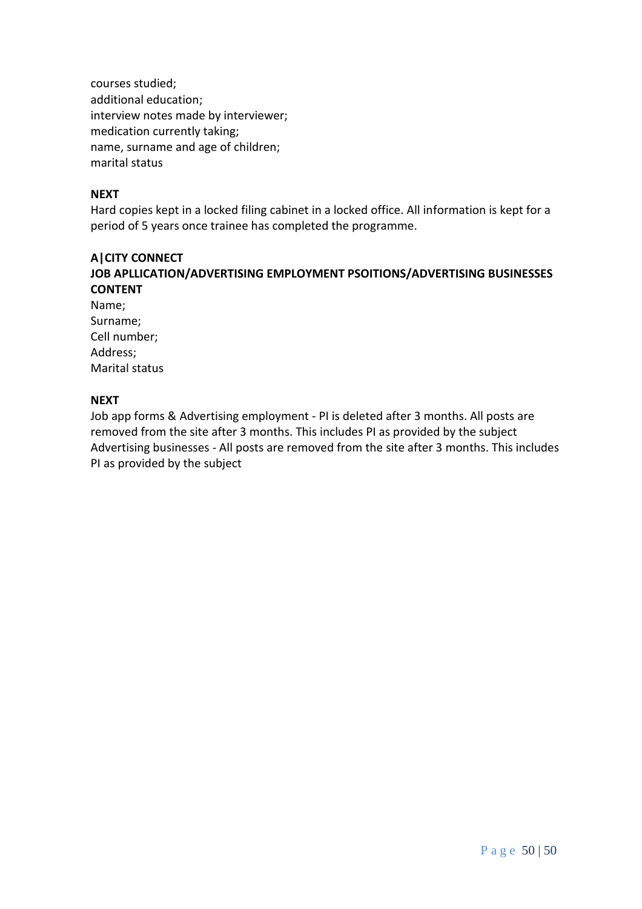courses studied;
additional education;
interview notes made by interviewer;
medication currently taking;
name, surname and age of children;
marital status

**NEXT**

Hard copies kept in a locked filing cabinet in a locked office. All information is kept for a period of 5 years once trainee has completed the programme.

**A|CITY CONNECT**

**JOB APLLICATION/ADVERTISING EMPLOYMENT PSOITIONS/ADVERTISING BUSINESSES**

**CONTENT**

Name;
Surname;
Cell number;
Address;
Marital status

**NEXT**

Job app forms & Advertising employment - PI is deleted after 3 months. All posts are removed from the site after 3 months. This includes PI as provided by the subject
Advertising businesses - All posts are removed from the site after 3 months. This includes PI as provided by the subject